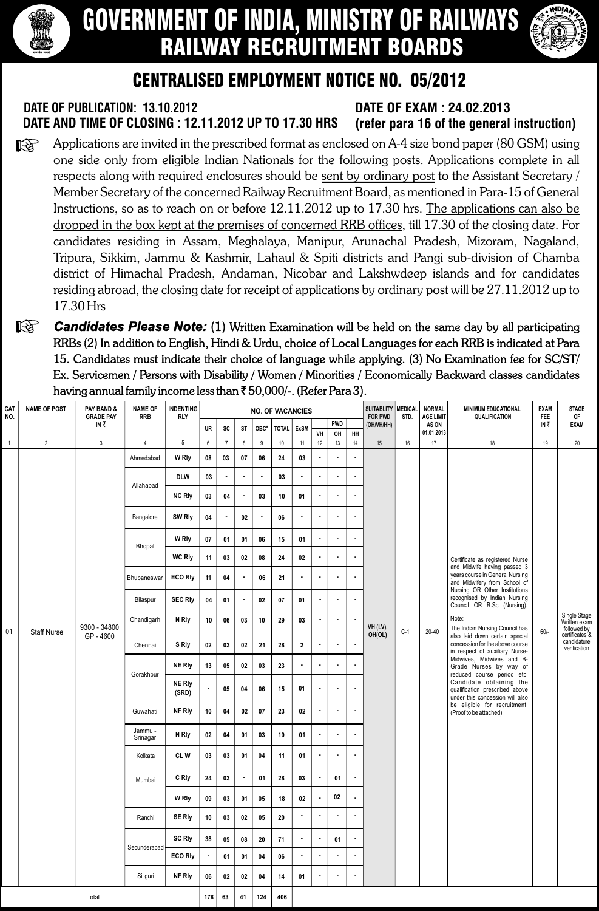# GOVERNMENT OF INDIA, MINISTRY OF RAILWAYS
## RAILWAY RECRUITMENT BOARDS

## CENTRALISED EMPLOYMENT NOTICE NO. 05/2012

**DATE OF PUBLICATION: 13.10.2012**
**DATE AND TIME OF CLOSING : 12.11.2012 UP TO 17.30 HRS**

**DATE OF EXAM : 24.02.2013**
**(refer para 16 of the general instruction)**

☞ Applications are invited in the prescribed format as enclosed on A-4 size bond paper (80 GSM) using one side only from eligible Indian Nationals for the following posts. Applications complete in all respects along with required enclosures should be sent by ordinary post to the Assistant Secretary / Member Secretary of the concerned Railway Recruitment Board, as mentioned in Para-15 of General Instructions, so as to reach on or before 12.11.2012 up to 17.30 hrs. The applications can also be dropped in the box kept at the premises of concerned RRB offices, till 17.30 of the closing date. For candidates residing in Assam, Meghalaya, Manipur, Arunachal Pradesh, Mizoram, Nagaland, Tripura, Sikkim, Jammu & Kashmir, Lahaul & Spiti districts and Pangi sub-division of Chamba district of Himachal Pradesh, Andaman, Nicobar and Lakshwdeep islands and for candidates residing abroad, the closing date for receipt of applications by ordinary post will be 27.11.2012 up to 17.30 Hrs

☞ ***Candidates Please Note:*** (1) Written Examination will be held on the same day by all participating RRBs (2) In addition to English, Hindi & Urdu, choice of Local Languages for each RRB is indicated at Para 15. Candidates must indicate their choice of language while applying. (3) No Examination fee for SC/ST/ Ex. Servicemen / Persons with Disability / Women / Minorities / Economically Backward classes candidates having annual family income less than ₹ 50,000/-. (Refer Para 3).

| CAT NO. | NAME OF POST | PAY BAND & GRADE PAY IN ₹ | NAME OF RRB | INDENTING RLY | NO. OF VACANCIES | | | | | | | | | SUITABLITY FOR PWD (OH/VH/HH) | MEDICAL STD. | NORMAL AGE LIMIT AS ON 01.01.2013 | MINIMUM EDUCATIONAL QUALIFICATION | EXAM FEE IN ₹ | STAGE OF EXAM |
|---|---|---|---|---|---|---|---|---|---|---|---|---|---|---|---|---|---|---|---|
| | | | | | UR | SC | ST | OBC* | TOTAL | ExSM | PWD VH | PWD OH | PWD HH | | | | | | |
| 1. | 2 | 3 | 4 | 5 | 6 | 7 | 8 | 9 | 10 | 11 | 12 | 13 | 14 | 15 | 16 | 17 | 18 | 19 | 20 |
| 01 | Staff Nurse | 9300 - 34800 GP - 4600 | Ahmedabad | W Rly | 08 | 03 | 07 | 06 | 24 | 03 | - | - | - | VH (LV), OH(OL) | C-1 | 20-40 | Certificate as registered Nurse and Midwife having passed 3 years course in General Nursing and Midwifery from School of Nursing OR Other Institutions recognised by Indian Nursing Council OR B.Sc (Nursing). Note: The Indian Nursing Council has also laid down certain special concession for the above course in respect of auxiliary Nurse-Midwives, Midwives and B-Grade Nurses by way of reduced course period etc. Candidate obtaining the qualification prescribed above under this concession will also be eligible for recruitment. (Proof to be attached) | 60/- | Single Stage Written exam followed by certificates & candidature verification |
| | | | Allahabad | DLW | 03 | - | - | - | 03 | - | - | - | - | | | | | | |
| | | | | NC Rly | 03 | 04 | - | 03 | 10 | 01 | - | - | - | | | | | | |
| | | | Bangalore | SW Rly | 04 | - | 02 | - | 06 | - | - | - | - | | | | | | |
| | | | Bhopal | W Rly | 07 | 01 | 01 | 06 | 15 | 01 | - | - | - | | | | | | |
| | | | | WC Rly | 11 | 03 | 02 | 08 | 24 | 02 | - | - | - | | | | | | |
| | | | Bhubaneswar | ECO Rly | 11 | 04 | - | 06 | 21 | - | - | - | - | | | | | | |
| | | | Bilaspur | SEC Rly | 04 | 01 | - | 02 | 07 | 01 | - | - | - | | | | | | |
| | | | Chandigarh | N Rly | 10 | 06 | 03 | 10 | 29 | 03 | - | - | - | | | | | | |
| | | | Chennai | S Rly | 02 | 03 | 02 | 21 | 28 | 2 | - | - | - | | | | | | |
| | | | Gorakhpur | NE Rly | 13 | 05 | 02 | 03 | 23 | - | - | - | - | | | | | | |
| | | | | NE Rly (SRD) | - | 05 | 04 | 06 | 15 | 01 | - | - | - | | | | | | |
| | | | Guwahati | NF Rly | 10 | 04 | 02 | 07 | 23 | 02 | - | - | - | | | | | | |
| | | | Jammu - Srinagar | N Rly | 02 | 04 | 01 | 03 | 10 | 01 | - | - | - | | | | | | |
| | | | Kolkata | CL W | 03 | 03 | 01 | 04 | 11 | 01 | - | - | - | | | | | | |
| | | | Mumbai | C Rly | 24 | 03 | - | 01 | 28 | 03 | - | 01 | - | | | | | | |
| | | | | W Rly | 09 | 03 | 01 | 05 | 18 | 02 | - | 02 | - | | | | | | |
| | | | Ranchi | SE Rly | 10 | 03 | 02 | 05 | 20 | - | - | - | - | | | | | | |
| | | | Secunderabad | SC Rly | 38 | 05 | 08 | 20 | 71 | - | - | 01 | - | | | | | | |
| | | | | ECO Rly | - | 01 | 01 | 04 | 06 | - | - | - | - | | | | | | |
| | | | Siliguri | NF Rly | 06 | 02 | 02 | 04 | 14 | 01 | - | - | - | | | | | | |
| | Total | | | | 178 | 63 | 41 | 124 | 406 | | | | | | | | | | |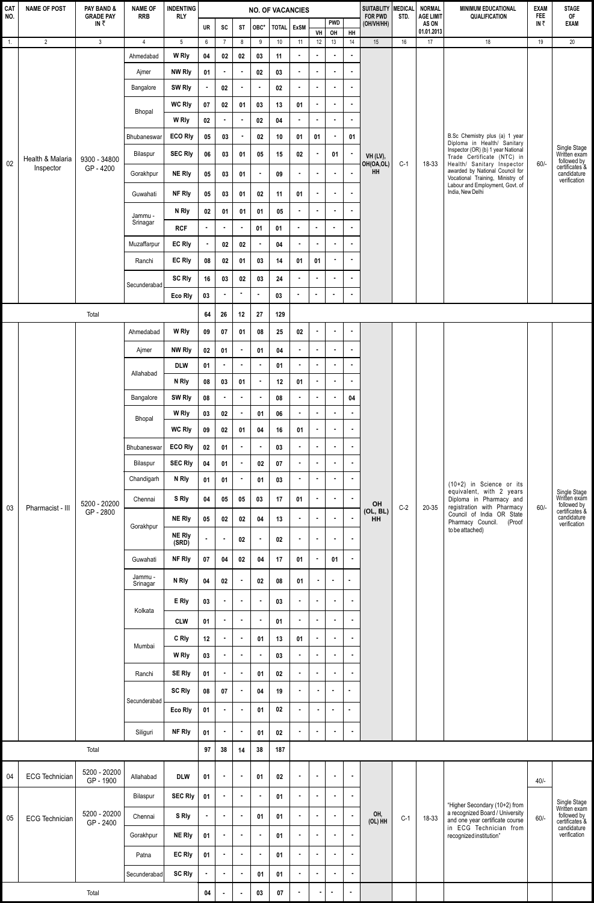| CAT NO. | NAME OF POST | PAY BAND & GRADE PAY IN ₹ | NAME OF RRB | INDENTING RLY | NO. OF VACANCIES | | | | | | | | | SUITABLITY FOR PWD (OH/VH/HH) | MEDICAL STD. | NORMAL AGE LIMIT AS ON 01.01.2013 | MINIMUM EDUCATIONAL QUALIFICATION | EXAM FEE IN ₹ | STAGE OF EXAM |
|---|---|---|---|---|---|---|---|---|---|---|---|---|---|---|---|---|---|---|---|
| | | | | | UR | SC | ST | OBC* | TOTAL | ExSM | PWD | | | | | | | | |
| | | | | | | | | | | | VH | OH | HH | | | | | | |
| 1. | 2 | 3 | 4 | 5 | 6 | 7 | 8 | 9 | 10 | 11 | 12 | 13 | 14 | 15 | 16 | 17 | 18 | 19 | 20 |
| 02 | Health & Malaria Inspector | 9300 - 34800 GP - 4200 | Ahmedabad | W Rly | 04 | 02 | 02 | 03 | 11 | - | - | - | - | VH (LV), OH(OA,OL) HH | C-1 | 18-33 | B.Sc Chemistry plus (a) 1 year Diploma in Health/ Sanitary Inspector (OR) (b) 1 year National Trade Certificate (NTC) in Health/ Sanitary Inspector awarded by National Council for Vocational Training, Ministry of Labour and Employment, Govt. of India, New Delhi | 60/- | Single Stage Written exam followed by certificates & candidature verification |
| | | | Ajmer | NW Rly | 01 | - | - | 02 | 03 | - | - | - | - | | | | | | |
| | | | Bangalore | SW Rly | - | 02 | - | - | 02 | - | - | - | - | | | | | | |
| | | | Bhopal | WC Rly | 07 | 02 | 01 | 03 | 13 | 01 | - | - | - | | | | | | |
| | | | | W Rly | 02 | - | - | 02 | 04 | - | - | - | - | | | | | | |
| | | | Bhubaneswar | ECO Rly | 05 | 03 | - | 02 | 10 | 01 | 01 | - | 01 | | | | | | |
| | | | Bilaspur | SEC Rly | 06 | 03 | 01 | 05 | 15 | 02 | - | 01 | - | | | | | | |
| | | | Gorakhpur | NE Rly | 05 | 03 | 01 | - | 09 | - | - | - | - | | | | | | |
| | | | Guwahati | NF Rly | 05 | 03 | 01 | 02 | 11 | 01 | - | - | - | | | | | | |
| | | | Jammu - Srinagar | N Rly | 02 | 01 | 01 | 01 | 05 | - | - | - | - | | | | | | |
| | | | | RCF | - | - | - | 01 | 01 | - | - | - | - | | | | | | |
| | | | Muzaffarpur | EC Rly | - | 02 | 02 | - | 04 | - | - | - | - | | | | | | |
| | | | Ranchi | EC Rly | 08 | 02 | 01 | 03 | 14 | 01 | 01 | - | - | | | | | | |
| | | | Secunderabad | SC Rly | 16 | 03 | 02 | 03 | 24 | - | - | - | - | | | | | | |
| | | | | Eco Rly | 03 | - | - | - | 03 | - | - | - | - | | | | | | |
| | Total | | | | 64 | 26 | 12 | 27 | 129 | | | | | | | | | | |
| 03 | Pharmacist - III | 5200 - 20200 GP - 2800 | Ahmedabad | W Rly | 09 | 07 | 01 | 08 | 25 | 02 | - | - | - | OH (OL, BL) HH | C-2 | 20-35 | (10+2) in Science or its equivalent, with 2 years Diploma in Pharmacy and registration with Pharmacy Council of India OR State Pharmacy Council. (Proof to be attached) | 60/- | Single Stage Written exam followed by certificates & candidature verification |
| | | | Ajmer | NW Rly | 02 | 01 | - | 01 | 04 | - | - | - | - | | | | | | |
| | | | Allahabad | DLW | 01 | - | - | - | 01 | - | - | - | - | | | | | | |
| | | | | N Rly | 08 | 03 | 01 | - | 12 | 01 | - | - | - | | | | | | |
| | | | Bangalore | SW Rly | 08 | - | - | - | 08 | - | - | - | 04 | | | | | | |
| | | | Bhopal | W Rly | 03 | 02 | - | 01 | 06 | - | - | - | - | | | | | | |
| | | | | WC Rly | 09 | 02 | 01 | 04 | 16 | 01 | - | - | - | | | | | | |
| | | | Bhubaneswar | ECO Rly | 02 | 01 | - | - | 03 | - | - | - | - | | | | | | |
| | | | Bilaspur | SEC Rly | 04 | 01 | - | 02 | 07 | - | - | - | - | | | | | | |
| | | | Chandigarh | N Rly | 01 | 01 | - | 01 | 03 | - | - | - | - | | | | | | |
| | | | Chennai | S Rly | 04 | 05 | 05 | 03 | 17 | 01 | - | - | - | | | | | | |
| | | | Gorakhpur | NE Rly | 05 | 02 | 02 | 04 | 13 | - | - | - | - | | | | | | |
| | | | | NE Rly (SRD) | - | - | 02 | - | 02 | - | - | - | - | | | | | | |
| | | | Guwahati | NF Rly | 07 | 04 | 02 | 04 | 17 | 01 | - | 01 | - | | | | | | |
| | | | Jammu - Srinagar | N Rly | 04 | 02 | - | 02 | 08 | 01 | - | - | - | | | | | | |
| | | | Kolkata | E Rly | 03 | - | - | - | 03 | - | - | - | - | | | | | | |
| | | | | CLW | 01 | - | - | - | 01 | - | - | - | - | | | | | | |
| | | | Mumbai | C Rly | 12 | - | - | 01 | 13 | 01 | - | - | - | | | | | | |
| | | | | W Rly | 03 | - | - | - | 03 | - | - | - | - | | | | | | |
| | | | Ranchi | SE Rly | 01 | - | - | 01 | 02 | - | - | - | - | | | | | | |
| | | | Secunderabad | SC Rly | 08 | 07 | - | 04 | 19 | - | - | - | - | | | | | | |
| | | | | Eco Rly | 01 | - | - | 01 | 02 | - | - | - | - | | | | | | |
| | | | Siliguri | NF Rly | 01 | - | - | 01 | 02 | - | - | - | - | | | | | | |
| | Total | | | | 97 | 38 | 14 | 38 | 187 | | | | | | | | | | |
| 04 | ECG Technician | 5200 - 20200 GP - 1900 | Allahabad | DLW | 01 | - | - | 01 | 02 | - | - | - | - | OH, (OL) HH | C-1 | 18-33 | "Higher Secondary (10+2) from a recognized Board / University and one year certificate course in ECG Technician from recognized institution" | 40/- | Single Stage Written exam followed by certificates & candidature verification |
| 05 | ECG Technician | 5200 - 20200 GP - 2400 | Bilaspur | SEC Rly | 01 | - | - | - | 01 | - | - | - | - | | | | | 60/- | |
| | | | Chennai | S Rly | - | - | - | 01 | 01 | - | - | - | - | | | | | | |
| | | | Gorakhpur | NE Rly | 01 | - | - | - | 01 | - | - | - | - | | | | | | |
| | | | Patna | EC Rly | 01 | - | - | - | 01 | - | - | - | - | | | | | | |
| | | | Secunderabad | SC Rly | - | - | - | 01 | 01 | - | - | - | - | | | | | | |
| | Total | | | | 04 | - | - | 03 | 07 | - | - | - | - | | | | | | |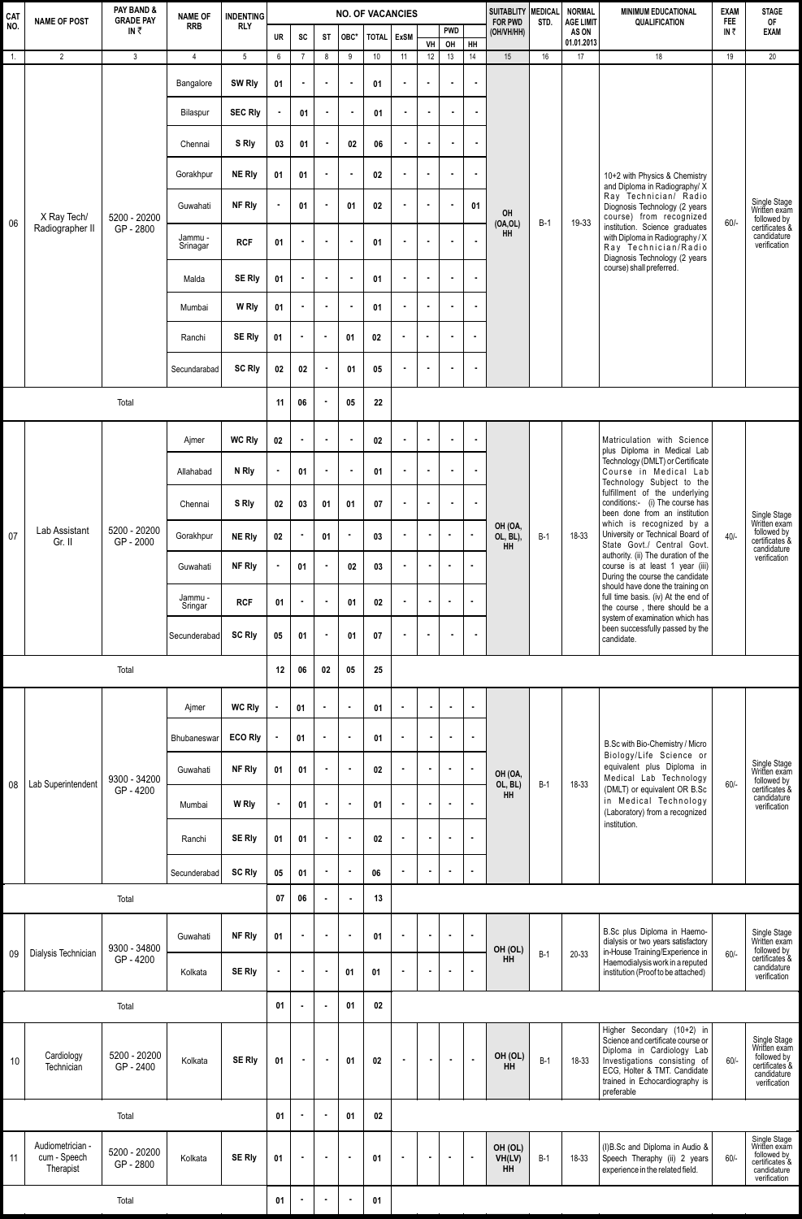| CAT NO. | NAME OF POST | PAY BAND & GRADE PAY IN ₹ | NAME OF RRB | INDENTING RLY | NO. OF VACANCIES | | | | | | PWD | | | SUITABILITY FOR PWD (OH/VH/HH) | MEDICAL STD. | NORMAL AGE LIMIT AS ON 01.01.2013 | MINIMUM EDUCATIONAL QUALIFICATION | EXAM FEE IN ₹ | STAGE OF EXAM |
|---|---|---|---|---|---|---|---|---|---|---|---|---|---|---|---|---|---|---|---|
| | | | | | UR | SC | ST | OBC* | TOTAL | ExSM | VH | OH | HH | | | | | | |
| 1. | 2 | 3 | 4 | 5 | 6 | 7 | 8 | 9 | 10 | 11 | 12 | 13 | 14 | 15 | 16 | 17 | 18 | 19 | 20 |
| 06 | X Ray Tech/ Radiographer II | 5200 - 20200 GP - 2800 | Bangalore | SW Rly | 01 | - | - | - | 01 | - | - | - | - | OH (OA,OL) HH | B-1 | 19-33 | 10+2 with Physics & Chemistry and Diploma in Radiography/ X Ray Technician/ Radio Diagnosis Technology (2 years course) from recognized institution. Science graduates with Diploma in Radiography / X Ray Technician/Radio Diagnosis Technology (2 years course) shall preferred. | 60/- | Single Stage Written exam followed by certificates & candidature verification |
| | | | Bilaspur | SEC Rly | - | 01 | - | - | 01 | - | - | - | - | | | | | | |
| | | | Chennai | S Rly | 03 | 01 | - | 02 | 06 | - | - | - | - | | | | | | |
| | | | Gorakhpur | NE Rly | 01 | 01 | - | - | 02 | - | - | - | - | | | | | | |
| | | | Guwahati | NF Rly | - | 01 | - | 01 | 02 | - | - | - | 01 | | | | | | |
| | | | Jammu - Srinagar | RCF | 01 | - | - | - | 01 | - | - | - | - | | | | | | |
| | | | Malda | SE Rly | 01 | - | - | - | 01 | - | - | - | - | | | | | | |
| | | | Mumbai | W Rly | 01 | - | - | - | 01 | - | - | - | - | | | | | | |
| | | | Ranchi | SE Rly | 01 | - | - | 01 | 02 | - | - | - | - | | | | | | |
| | | | Secundarabad | SC Rly | 02 | 02 | - | 01 | 05 | - | - | - | - | | | | | | |
| | Total | | | | 11 | 06 | - | 05 | 22 | | | | | | | | | | |
| 07 | Lab Assistant Gr. II | 5200 - 20200 GP - 2000 | Ajmer | WC Rly | 02 | - | - | - | 02 | - | - | - | - | OH (OA, OL, BL), HH | B-1 | 18-33 | Matriculation with Science plus Diploma in Medical Lab Technology (DMLT) or Certificate Course in Medical Lab Technology Subject to the fulfillment of the underlying conditions:- (i) The course has been done from an institution which is recognized by a University or Technical Board of State Govt./ Central Govt. authority. (ii) The duration of the course is at least 1 year (iii) During the course the candidate should have done the training on full time basis. (iv) At the end of the course , there should be a system of examination which has been successfully passed by the candidate. | 40/- | Single Stage Written exam followed by certificates & candidature verification |
| | | | Allahabad | N Rly | - | 01 | - | - | 01 | - | - | - | - | | | | | | |
| | | | Chennai | S Rly | 02 | 03 | 01 | 01 | 07 | - | - | - | - | | | | | | |
| | | | Gorakhpur | NE Rly | 02 | - | 01 | - | 03 | - | - | - | - | | | | | | |
| | | | Guwahati | NF Rly | - | 01 | - | 02 | 03 | - | - | - | - | | | | | | |
| | | | Jammu - Sringar | RCF | 01 | - | - | 01 | 02 | - | - | - | - | | | | | | |
| | | | Secunderabad | SC Rly | 05 | 01 | - | 01 | 07 | - | - | - | - | | | | | | |
| | Total | | | | 12 | 06 | 02 | 05 | 25 | | | | | | | | | | |
| 08 | Lab Superintendent | 9300 - 34200 GP - 4200 | Ajmer | WC Rly | - | 01 | - | - | 01 | - | - | - | - | OH (OA, OL, BL) HH | B-1 | 18-33 | B.Sc with Bio-Chemistry / Micro Biology/Life Science or equivalent plus Diploma in Medical Lab Technology (DMLT) or equivalent OR B.Sc in Medical Technology (Laboratory) from a recognized institution. | 60/- | Single Stage Written exam followed by certificates & candidature verification |
| | | | Bhubaneswar | ECO Rly | - | 01 | - | - | 01 | - | - | - | - | | | | | | |
| | | | Guwahati | NF Rly | 01 | 01 | - | - | 02 | - | - | - | - | | | | | | |
| | | | Mumbai | W Rly | - | 01 | - | - | 01 | - | - | - | - | | | | | | |
| | | | Ranchi | SE Rly | 01 | 01 | - | - | 02 | - | - | - | - | | | | | | |
| | | | Secunderabad | SC Rly | 05 | 01 | - | - | 06 | - | - | - | - | | | | | | |
| | Total | | | | 07 | 06 | - | - | 13 | | | | | | | | | | |
| 09 | Dialysis Technician | 9300 - 34800 GP - 4200 | Guwahati | NF Rly | 01 | - | - | - | 01 | - | - | - | - | OH (OL) HH | B-1 | 20-33 | B.Sc plus Diploma in Haemo-dialysis or two years satisfactory in-House Training/Experience in Haemodialysis work in a reputed institution (Proof to be attached) | 60/- | Single Stage Written exam followed by certificates & candidature verification |
| | | | Kolkata | SE Rly | - | - | - | 01 | 01 | - | - | - | - | | | | | | |
| | Total | | | | 01 | - | - | 01 | 02 | | | | | | | | | | |
| 10 | Cardiology Technician | 5200 - 20200 GP - 2400 | Kolkata | SE Rly | 01 | - | - | 01 | 02 | - | - | - | - | OH (OL) HH | B-1 | 18-33 | Higher Secondary (10+2) in Science and certificate course or Diploma in Cardiology Lab Investigations consisting of ECG, Holter & TMT. Candidate trained in Echocardiography is preferable | 60/- | Single Stage Written exam followed by certificates & candidature verification |
| | Total | | | | 01 | - | - | 01 | 02 | | | | | | | | | | |
| 11 | Audiometrician - cum - Speech Therapist | 5200 - 20200 GP - 2800 | Kolkata | SE Rly | 01 | - | - | - | 01 | - | - | - | - | OH (OL) VH(LV) HH | B-1 | 18-33 | (I)B.Sc and Diploma in Audio & Speech Theraphy (ii) 2 years experience in the related field. | 60/- | Single Stage Written exam followed by certificates & candidature verification |
| | Total | | | | 01 | - | - | - | 01 | | | | | | | | | | |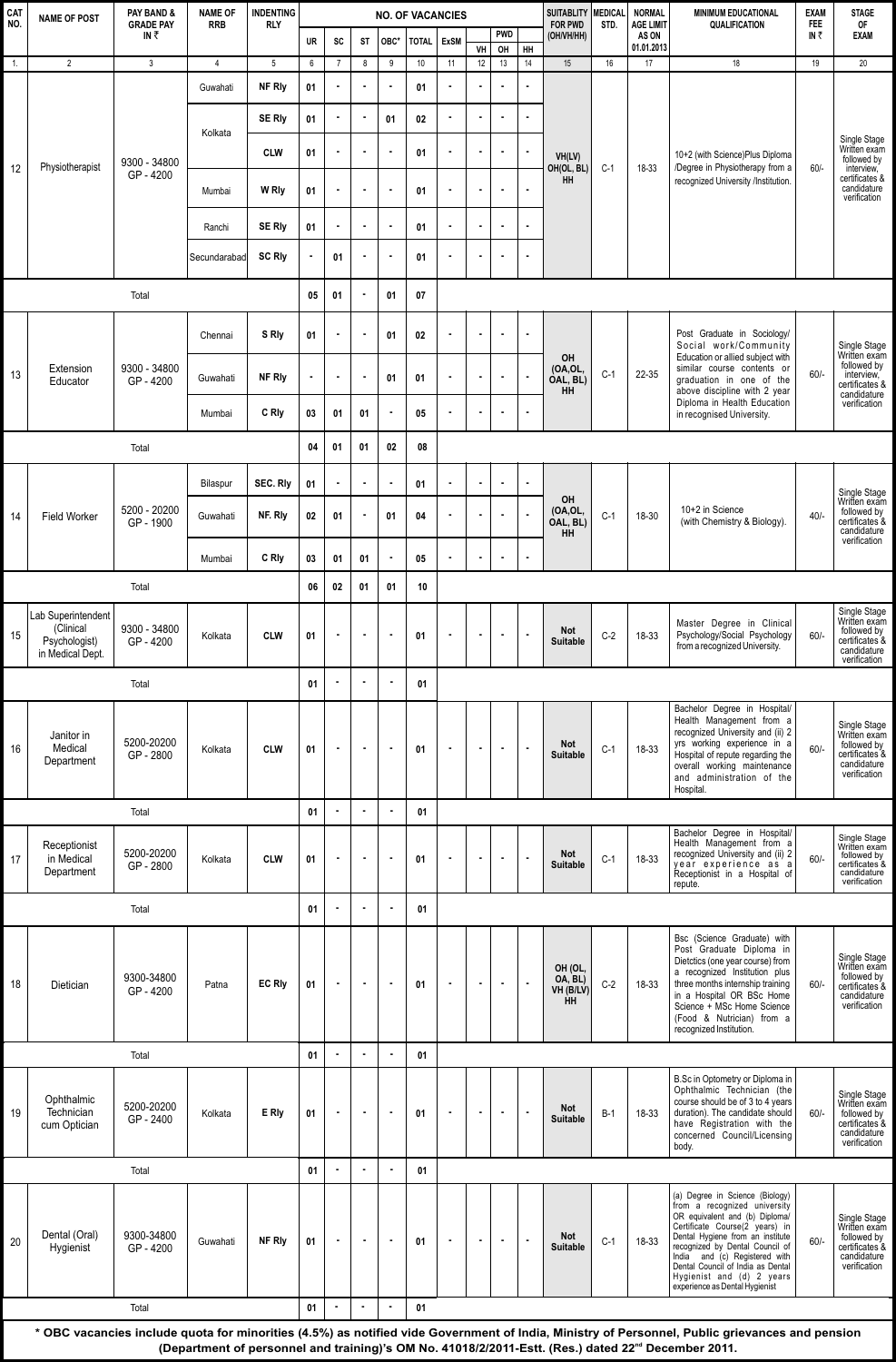| CAT NO. | NAME OF POST | PAY BAND & GRADE PAY IN ₹ | NAME OF RRB | INDENTING RLY | NO. OF VACANCIES | | | | | | | | | SUITABLITY FOR PWD (OH/VH/HH) | MEDICAL STD. | NORMAL AGE LIMIT AS ON 01.01.2013 | MINIMUM EDUCATIONAL QUALIFICATION | EXAM FEE IN ₹ | STAGE OF EXAM |
|---|---|---|---|---|---|---|---|---|---|---|---|---|---|---|---|---|---|---|---|
| | | | | | UR | SC | ST | OBC* | TOTAL | ExSM | PWD | | | | | | | | |
| | | | | | | | | | | | VH | OH | HH | | | | | | |
| 1. | 2 | 3 | 4 | 5 | 6 | 7 | 8 | 9 | 10 | 11 | 12 | 13 | 14 | 15 | 16 | 17 | 18 | 19 | 20 |
| 12 | Physiotherapist | 9300 - 34800 GP - 4200 | Guwahati | NF Rly | 01 | - | - | - | 01 | - | - | - | - | VH(LV) OH(OL, BL) HH | C-1 | 18-33 | 10+2 (with Science)Plus Diploma /Degree in Physiotherapy from a recognized University /Institution. | 60/- | Single Stage Written exam followed by interview, certificates & candidature verification |
| | | | Kolkata | SE Rly | 01 | - | - | 01 | 02 | - | - | - | - | | | | | | |
| | | | | CLW | 01 | - | - | - | 01 | - | - | - | - | | | | | | |
| | | | Mumbai | W Rly | 01 | - | - | - | 01 | - | - | - | - | | | | | | |
| | | | Ranchi | SE Rly | 01 | - | - | - | 01 | - | - | - | - | | | | | | |
| | | | Secundarabad | SC Rly | - | 01 | - | - | 01 | - | - | - | - | | | | | | |
| | Total | | | | 05 | 01 | - | 01 | 07 | | | | | | | | | | |
| 13 | Extension Educator | 9300 - 34800 GP - 4200 | Chennai | S Rly | 01 | - | - | 01 | 02 | - | - | - | - | OH (OA,OL, OAL, BL) HH | C-1 | 22-35 | Post Graduate in Sociology/ Social work/Community Education or allied subject with similar course contents or graduation in one of the above discipline with 2 year Diploma in Health Education in recognised University. | 60/- | Single Stage Written exam followed by interview, certificates & candidature verification |
| | | | Guwahati | NF Rly | - | - | - | 01 | 01 | - | - | - | - | | | | | | |
| | | | Mumbai | C Rly | 03 | 01 | 01 | - | 05 | - | - | - | - | | | | | | |
| | Total | | | | 04 | 01 | 01 | 02 | 08 | | | | | | | | | | |
| 14 | Field Worker | 5200 - 20200 GP - 1900 | Bilaspur | SEC. Rly | 01 | - | - | - | 01 | - | - | - | - | OH (OA,OL, OAL, BL) HH | C-1 | 18-30 | 10+2 in Science (with Chemistry & Biology). | 40/- | Single Stage Written exam followed by certificates & candidature verification |
| | | | Guwahati | NF. Rly | 02 | 01 | - | 01 | 04 | - | - | - | - | | | | | | |
| | | | Mumbai | C Rly | 03 | 01 | 01 | - | 05 | - | - | - | - | | | | | | |
| | Total | | | | 06 | 02 | 01 | 01 | 10 | | | | | | | | | | |
| 15 | Lab Superintendent (Clinical Psychologist) in Medical Dept. | 9300 - 34800 GP - 4200 | Kolkata | CLW | 01 | - | - | - | 01 | - | - | - | - | Not Suitable | C-2 | 18-33 | Master Degree in Clinical Psychology/Social Psychology from a recognized University. | 60/- | Single Stage Written exam followed by certificates & candidature verification |
| | Total | | | | 01 | - | - | - | 01 | | | | | | | | | | |
| 16 | Janitor in Medical Department | 5200-20200 GP - 2800 | Kolkata | CLW | 01 | - | - | - | 01 | - | - | - | - | Not Suitable | C-1 | 18-33 | Bachelor Degree in Hospital/ Health Management from a recognized University and (ii) 2 yrs working experience in a Hospital of repute regarding the overall working maintenance and administration of the Hospital. | 60/- | Single Stage Written exam followed by certificates & candidature verification |
| | Total | | | | 01 | - | - | - | 01 | | | | | | | | | | |
| 17 | Receptionist in Medical Department | 5200-20200 GP - 2800 | Kolkata | CLW | 01 | - | - | - | 01 | - | - | - | - | Not Suitable | C-1 | 18-33 | Bachelor Degree in Hospital/ Health Management from a recognized University and (ii) 2 year experience as a Receptionist in a Hospital of repute. | 60/- | Single Stage Written exam followed by certificates & candidature verification |
| | Total | | | | 01 | - | - | - | 01 | | | | | | | | | | |
| 18 | Dietician | 9300-34800 GP - 4200 | Patna | EC Rly | 01 | - | - | - | 01 | - | - | - | - | OH (OL, OA, BL) VH (B/LV) HH | C-2 | 18-33 | Bsc (Science Graduate) with Post Graduate Diploma in Dietctics (one year course) from a recognized Institution plus three months internship training in a Hospital OR BSc Home Science + MSc Home Science (Food & Nutrician) from a recognized Institution. | 60/- | Single Stage Written exam followed by certificates & candidature verification |
| | Total | | | | 01 | - | - | - | 01 | | | | | | | | | | |
| 19 | Ophthalmic Technician cum Optician | 5200-20200 GP - 2400 | Kolkata | E Rly | 01 | - | - | - | 01 | - | - | - | - | Not Suitable | B-1 | 18-33 | B.Sc in Optometry or Diploma in Ophthalmic Technician (the course should be of 3 to 4 years duration). The candidate should have Registration with the concerned Council/Licensing body. | 60/- | Single Stage Written exam followed by certificates & candidature verification |
| | Total | | | | 01 | - | - | - | 01 | | | | | | | | | | |
| 20 | Dental (Oral) Hygienist | 9300-34800 GP - 4200 | Guwahati | NF Rly | 01 | - | - | - | 01 | - | - | - | - | Not Suitable | C-1 | 18-33 | (a) Degree in Science (Biology) from a recognized university OR equivalent and (b) Diploma/ Certificate Course(2 years) in Dental Hygiene from an institute recognized by Dental Council of India and (c) Registered with Dental Council of India as Dental Hygienist and (d) 2 years experience as Dental Hygienist | 60/- | Single Stage Written exam followed by certificates & candidature verification |
| | Total | | | | 01 | - | - | - | 01 | | | | | | | | | | |

**\* OBC vacancies include quota for minorities (4.5%) as notified vide Government of India, Ministry of Personnel, Public grievances and pension (Department of personnel and training)'s OM No. 41018/2/2011-Estt. (Res.) dated 22nd December 2011.**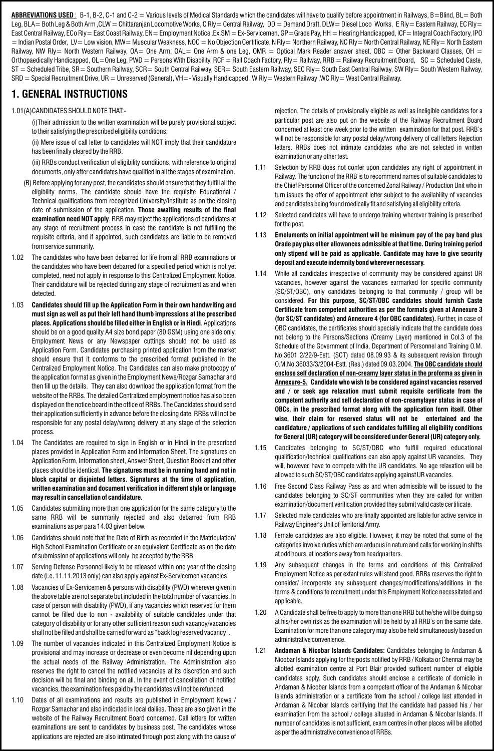**ABBREVIATIONS USED** : B-1, B-2, C-1 and C-2 = Various levels of Medical Standards which the candidates will have to qualify before appointment in Railways, B=Blind, BL= Both Leg, BLA= Both Leg & Both Arm ,CLW = Chittaranjan Locomotive Works, C Rly= Central Railway, DD = Demand Draft, DLW= Diesel Loco Works, E Rly= Eastern Railway, EC Rly= East Central Railway, ECo Rly= East Coast Railway, EN= Employment Notice ,Ex.SM = Ex-Servicemen, GP= Grade Pay, HH = Hearing Handicapped, ICF= Integral Coach Factory, IPO = Indian Postal Order, LV= Low vision, MW= Muscular Weakness, NOC = No Objection Certificate, N Rly= Northern Railway, NC Rly= North Central Railway, NE Rly= North Eastern Railway, NW Rly= North Western Railway, OA= One Arm, OAL= One Arm & one Leg, OMR = Optical Mark Reader answer sheet, OBC = Other Backward Classes, OH = Orthopaedically Handicapped, OL=One Leg, PWD = Persons With Disability, RCF = Rail Coach Factory, Rly= Railway, RRB = Railway Recruitment Board, SC = Scheduled Caste, ST = Scheduled Tribe, SR= Southern Railway, SCR= South Central Railway, SER= South Eastern Railway, SEC Rly= South East Central Railway, SW Rly= South Western Railway, SRD = Special Recruitment Drive, UR = Unreserved (General), VH=- Visually Handicapped , W Rly= Western Railway ,WC Rly= West Central Railway.

# 1. GENERAL INSTRUCTIONS

1.01 (A) CANDIDATES SHOULD NOTE THAT:-

(i) Their admission to the written examination will be purely provisional subject to their satisfying the prescribed eligibility conditions.

(ii) Mere issue of call letter to candidates will NOT imply that their candidature has been finally cleared by the RRB.

(iii) RRBs conduct verification of eligibility conditions, with reference to original documents, only after candidates have qualified in all the stages of examination.

(B) Before applying for any post, the candidates should ensure that they fulfill all the eligibility norms. The candidate should have the requisite Educational / Technical qualifications from recognized University/Institute as on the closing date of submission of the application. **Those awaiting results of the final examination need NOT apply**. RRB may reject the applications of candidates at any stage of recruitment process in case the candidate is not fulfilling the requisite criteria, and if appointed, such candidates are liable to be removed from service summarily.

1.02 The candidates who have been debarred for life from all RRB examinations or the candidates who have been debarred for a specified period which is not yet completed, need not apply in response to this Centralized Employment Notice. Their candidature will be rejected during any stage of recruitment as and when detected.

1.03 **Candidates should fill up the Application Form in their own handwriting and must sign as well as put their left hand thumb impressions at the prescribed places. Applications should be filled either in English or in Hindi**. Applications should be on a good quality A4 size bond paper (80 GSM) using one side only. Employment News or any Newspaper cuttings should not be used as Application Form. Candidates purchasing printed application from the market should ensure that it conforms to the prescribed format published in the Centralized Employment Notice. The Candidates can also make photocopy of the application format as given in the Employment News/Rozgar Samachar and then fill up the details. They can also download the application format from the website of the RRBs. The detailed Centralized employment notice has also been displayed on the notice board in the office of RRBs. The Candidates should send their application sufficiently in advance before the closing date. RRBs will not be responsible for any postal delay/wrong delivery at any stage of the selection process.

1.04 The Candidates are required to sign in English or in Hindi in the prescribed places provided in Application Form and Information Sheet. The signatures on Application Form, Information sheet, Answer Sheet, Question Booklet and other places should be identical. **The signatures must be in running hand and not in block capital or disjointed letters. Signatures at the time of application, written examination and document verification in different style or language may result in cancellation of candidature.**

1.05 Candidates submitting more than one application for the same category to the same RRB will be summarily rejected and also debarred from RRB examinations as per para 14.03 given below.

1.06 Candidates should note that the Date of Birth as recorded in the Matriculation/ High School Examination Certificate or an equivalent Certificate as on the date of submission of applications will only be accepted by the RRB.

1.07 Serving Defense Personnel likely to be released within one year of the closing date (i.e. 11.11.2013 only) can also apply against Ex-Servicemen vacancies.

1.08 Vacancies of Ex-Servicemen & persons with disability (PWD) wherever given in the above table are not separate but included in the total number of vacancies. In case of person with disability (PWD), if any vacancies which reserved for them cannot be filled due to non - availability of suitable candidates under that category of disability or for any other sufficient reason such vacancy/vacancies shall not be filled and shall be carried forward as "back log reserved vacancy".

1.09 The number of vacancies indicated in this Centralized Employment Notice is provisional and may increase or decrease or even become nil depending upon the actual needs of the Railway Administration. The Administration also reserves the right to cancel the notified vacancies at its discretion and such decision will be final and binding on all. In the event of cancellation of notified vacancies, the examination fees paid by the candidates will not be refunded.

1.10 Dates of all examinations and results are published in Employment News / Rozgar Samachar and also indicated in local dailies. These are also given in the website of the Railway Recruitment Board concerned. Call letters for written examinations are sent to candidates by business post. The candidates whose applications are rejected are also intimated through post along with the cause of rejection. The details of provisionally eligible as well as ineligible candidates for a particular post are also put on the website of the Railway Recruitment Board concerned at least one week prior to the written examination for that post. RRB's will not be responsible for any postal delay/wrong delivery of call letters Rejection letters. RRBs does not intimate candidates who are not selected in written examination or any other test.

1.11 Selection by RRB does not confer upon candidates any right of appointment in Railway. The function of the RRB is to recommend names of suitable candidates to the Chief Personnel Officer of the concerned Zonal Railway / Production Unit who in turn issues the offer of appointment letter subject to the availability of vacancies and candidates being found medically fit and satisfying all eligibility criteria.

1.12 Selected candidates will have to undergo training wherever training is prescribed for the post.

1.13 **Emoluments on initial appointment will be minimum pay of the pay band plus Grade pay plus other allowances admissible at that time. During training period only stipend will be paid as applicable. Candidate may have to give security deposit and execute indemnity bond wherever necessary.**

1.14 While all candidates irrespective of community may be considered against UR vacancies, however against the vacancies earmarked for specific community (SC/ST/OBC), only candidates belonging to that community / group will be considered. **For this purpose, SC/ST/OBC candidates should furnish Caste Certificate from competent authorities as per the formats given at Annexure 3 (for SC/ST candidates) and Annexure 4 (for OBC candidates).** Further, in case of OBC candidates, the certificates should specially indicate that the candidate does not belong to the Persons/Sections (Creamy Layer) mentioned in Col.3 of the Schedule of the Government of India, Department of Personnel and Training O.M. No.3601 2/22/9-Estt. (SCT) dated 08.09.93 & its subsequent revision through O.M.No.36033/3/2004-Estt. (Res.) dated 09.03.2004. **The OBC candidate should enclose self declaration of non-creamy layer status in the proforma as given in Annexure-5. Candidate who wish to be considered against vacancies reserved and / or seek age relaxation must submit requisite certificate from the competent authority and self declaration of non-creamylayer status in case of OBCs, in the prescribed format along with the application form itself. Other wise, their claim for reserved status will not be entertained and the candidature / applications of such candidates fulfilling all eligibility conditions for General (UR) category will be considered under General (UR) category only.**

1.15 Candidates belonging to SC/ST/OBC who fulfill required educational qualification/technical qualifications can also apply against UR vacancies. They will, however, have to compete with the UR candidates. No age relaxation will be allowed to such SC/ST/OBC candidates applying against UR vacancies.

1.16 Free Second Class Railway Pass as and when admissible will be issued to the candidates belonging to SC/ST communities when they are called for written examination/document verification provided they submit valid caste certificate.

1.17 Selected male candidates who are finally appointed are liable for active service in Railway Engineer's Unit of Territorial Army.

1.18 Female candidates are also eligible. However, it may be noted that some of the categories involve duties which are arduous in nature and calls for working in shifts at odd hours, at locations away from headquarters.

1.19 Any subsequent changes in the terms and conditions of this Centralized Employment Notice as per extant rules will stand good. RRBs reserves the right to consider/ incorporate any subsequent changes/modifications/additions in the terms & conditions to recruitment under this Employment Notice necessitated and applicable.

1.20 A Candidate shall be free to apply to more than one RRB but he/she will be doing so at his/her own risk as the examination will be held by all RRB's on the same date. Examination for more than one category may also be held simultaneously based on administrative convenience.

1.21 **Andaman & Nicobar Islands Candidates:** Candidates belonging to Andaman & Nicobar Islands applying for the posts notified by RRB / Kolkata or Chennai may be allotted examination centre at Port Blair provided sufficient number of eligible candidates apply. Such candidates should enclose a certificate of domicile in Andaman & Nicobar Islands from a competent officer of the Andaman & Nicobar Islands administration or a certificate from the school / college last attended in Andaman & Nicobar Islands certifying that the candidate had passed his / her examination from the school / college situated in Andaman & Nicobar Islands. If number of candidates is not sufficient, exam centres in other places will be allotted as per the administrative convenience of RRBs.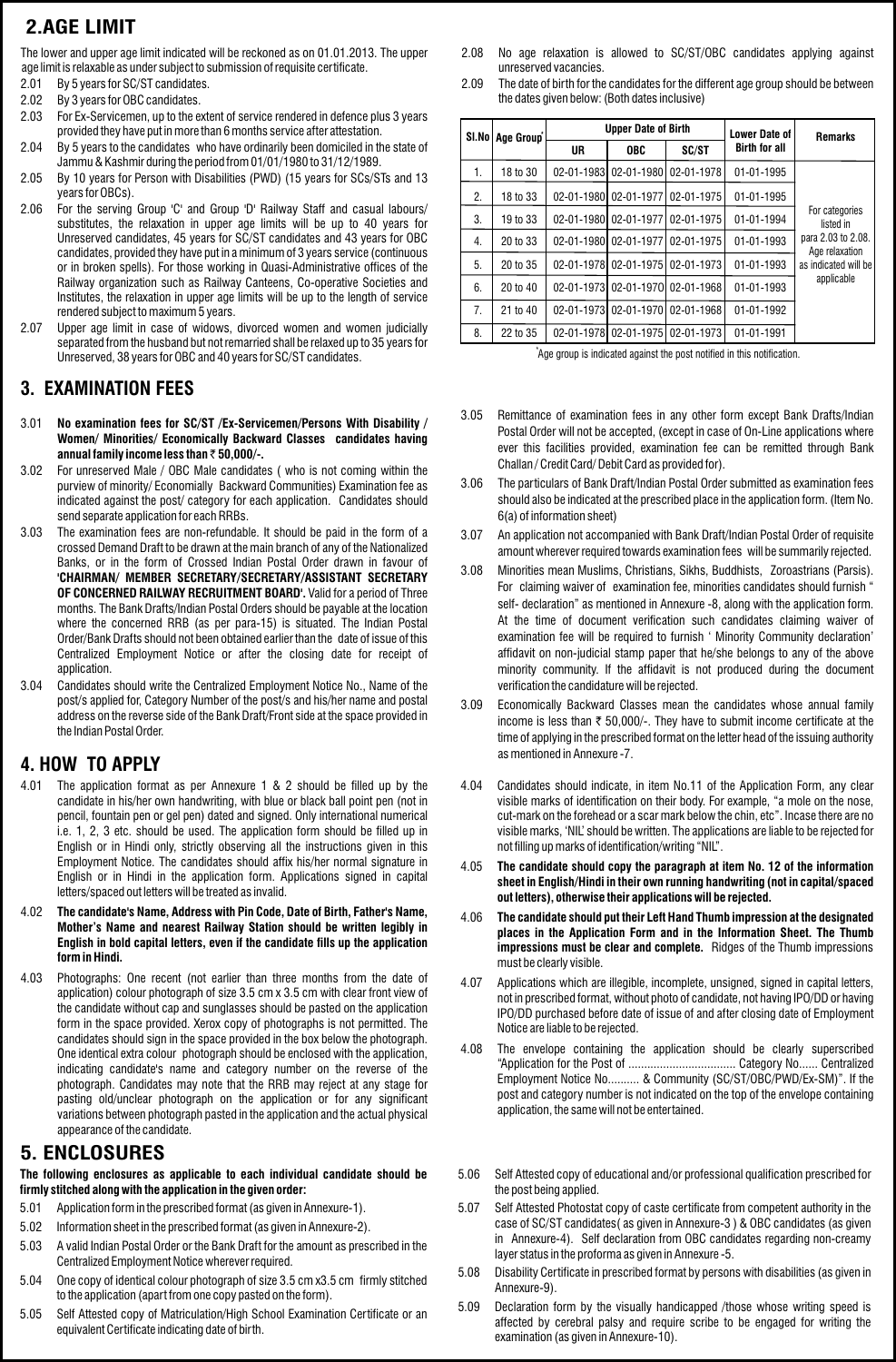## 2.AGE LIMIT

The lower and upper age limit indicated will be reckoned as on 01.01.2013. The upper age limit is relaxable as under subject to submission of requisite certificate.

2.01 By 5 years for SC/ST candidates.

2.02 By 3 years for OBC candidates.

2.03 For Ex-Servicemen, up to the extent of service rendered in defence plus 3 years provided they have put in more than 6 months service after attestation.

2.04 By 5 years to the candidates who have ordinarily been domiciled in the state of Jammu & Kashmir during the period from 01/01/1980 to 31/12/1989.

2.05 By 10 years for Person with Disabilities (PWD) (15 years for SCs/STs and 13 years for OBCs).

2.06 For the serving Group 'C' and Group 'D' Railway Staff and casual labours/ substitutes, the relaxation in upper age limits will be up to 40 years for Unreserved candidates, 45 years for SC/ST candidates and 43 years for OBC candidates, provided they have put in a minimum of 3 years service (continuous or in broken spells). For those working in Quasi-Administrative offices of the Railway organization such as Railway Canteens, Co-operative Societies and Institutes, the relaxation in upper age limits will be up to the length of service rendered subject to maximum 5 years.

2.07 Upper age limit in case of widows, divorced women and women judicially separated from the husband but not remarried shall be relaxed up to 35 years for Unreserved, 38 years for OBC and 40 years for SC/ST candidates.

2.08 No age relaxation is allowed to SC/ST/OBC candidates applying against unreserved vacancies.

2.09 The date of birth for the candidates for the different age group should be between the dates given below: (Both dates inclusive)

| Sl.No | Age Group* | Upper Date of Birth | | | Lower Date of Birth for all | Remarks |
|---|---|---|---|---|---|---|
| | | UR | OBC | SC/ST | | |
| 1. | 18 to 30 | 02-01-1983 | 02-01-1980 | 02-01-1978 | 01-01-1995 | For categories listed in para 2.03 to 2.08. Age relaxation as indicated will be applicable |
| 2. | 18 to 33 | 02-01-1980 | 02-01-1977 | 02-01-1975 | 01-01-1995 | |
| 3. | 19 to 33 | 02-01-1980 | 02-01-1977 | 02-01-1975 | 01-01-1994 | |
| 4. | 20 to 33 | 02-01-1980 | 02-01-1977 | 02-01-1975 | 01-01-1993 | |
| 5. | 20 to 35 | 02-01-1978 | 02-01-1975 | 02-01-1973 | 01-01-1993 | |
| 6. | 20 to 40 | 02-01-1973 | 02-01-1970 | 02-01-1968 | 01-01-1993 | |
| 7. | 21 to 40 | 02-01-1973 | 02-01-1970 | 02-01-1968 | 01-01-1992 | |
| 8. | 22 to 35 | 02-01-1978 | 02-01-1975 | 02-01-1973 | 01-01-1991 | |

*Age group is indicated against the post notified in this notification.

## 3. EXAMINATION FEES

3.01 **No examination fees for SC/ST /Ex-Servicemen/Persons With Disability / Women/ Minorities/ Economically Backward Classes candidates having annual family income less than ₹ 50,000/-.**

3.02 For unreserved Male / OBC Male candidates ( who is not coming within the purview of minority/ Economically Backward Communities) Examination fee as indicated against the post/ category for each application. Candidates should send separate application for each RRBs.

3.03 The examination fees are non-refundable. It should be paid in the form of a crossed Demand Draft to be drawn at the main branch of any of the Nationalized Banks, or in the form of Crossed Indian Postal Order drawn in favour of **'CHAIRMAN/ MEMBER SECRETARY/SECRETARY/ASSISTANT SECRETARY OF CONCERNED RAILWAY RECRUITMENT BOARD'.** Valid for a period of Three months. The Bank Drafts/Indian Postal Orders should be payable at the location where the concerned RRB (as per para-15) is situated. The Indian Postal Order/Bank Drafts should not been obtained earlier than the date of issue of this Centralized Employment Notice or after the closing date for receipt of application.

3.04 Candidates should write the Centralized Employment Notice No., Name of the post/s applied for, Category Number of the post/s and his/her name and postal address on the reverse side of the Bank Draft/Front side at the space provided in the Indian Postal Order.

3.05 Remittance of examination fees in any other form except Bank Drafts/Indian Postal Order will not be accepted, (except in case of On-Line applications where ever this facilities provided, examination fee can be remitted through Bank Challan / Credit Card/ Debit Card as provided for).

3.06 The particulars of Bank Draft/Indian Postal Order submitted as examination fees should also be indicated at the prescribed place in the application form. (Item No. 6(a) of information sheet)

3.07 An application not accompanied with Bank Draft/Indian Postal Order of requisite amount wherever required towards examination fees will be summarily rejected.

3.08 Minorities mean Muslims, Christians, Sikhs, Buddhists, Zoroastrians (Parsis). For claiming waiver of examination fee, minorities candidates should furnish " self- declaration" as mentioned in Annexure -8, along with the application form. At the time of document verification such candidates claiming waiver of examination fee will be required to furnish ' Minority Community declaration' affidavit on non-judicial stamp paper that he/she belongs to any of the above minority community. If the affidavit is not produced during the document verification the candidature will be rejected.

3.09 Economically Backward Classes mean the candidates whose annual family income is less than ₹ 50,000/-. They have to submit income certificate at the time of applying in the prescribed format on the letter head of the issuing authority as mentioned in Annexure -7.

## 4. HOW TO APPLY

4.01 The application format as per Annexure 1 & 2 should be filled up by the candidate in his/her own handwriting, with blue or black ball point pen (not in pencil, fountain pen or gel pen) dated and signed. Only international numerical i.e. 1, 2, 3 etc. should be used. The application form should be filled up in English or in Hindi only, strictly observing all the instructions given in this Employment Notice. The candidates should affix his/her normal signature in English or in Hindi in the application form. Applications signed in capital letters/spaced out letters will be treated as invalid.

4.02 **The candidate's Name, Address with Pin Code, Date of Birth, Father's Name, Mother's Name and nearest Railway Station should be written legibly in English in bold capital letters, even if the candidate fills up the application form in Hindi.**

4.03 Photographs: One recent (not earlier than three months from the date of application) colour photograph of size 3.5 cm x 3.5 cm with clear front view of the candidate without cap and sunglasses should be pasted on the application form in the space provided. Xerox copy of photographs is not permitted. The candidates should sign in the space provided in the box below the photograph. One identical extra colour photograph should be enclosed with the application, indicating candidate's name and category number on the reverse of the photograph. Candidates may note that the RRB may reject at any stage for pasting old/unclear photograph on the application or for any significant variations between photograph pasted in the application and the actual physical appearance of the candidate.

4.04 Candidates should indicate, in item No.11 of the Application Form, any clear visible marks of identification on their body. For example, "a mole on the nose, cut-mark on the forehead or a scar mark below the chin, etc". Incase there are no visible marks, 'NIL' should be written. The applications are liable to be rejected for not filling up marks of identification/writing "NIL".

4.05 **The candidate should copy the paragraph at item No. 12 of the information sheet in English/Hindi in their own running handwriting (not in capital/spaced out letters), otherwise their applications will be rejected.**

4.06 **The candidate should put their Left Hand Thumb impression at the designated places in the Application Form and in the Information Sheet. The Thumb impressions must be clear and complete.** Ridges of the Thumb impressions must be clearly visible.

4.07 Applications which are illegible, incomplete, unsigned, signed in capital letters, not in prescribed format, without photo of candidate, not having IPO/DD or having IPO/DD purchased before date of issue of and after closing date of Employment Notice are liable to be rejected.

4.08 The envelope containing the application should be clearly superscribed "Application for the Post of .................................. Category No...... Centralized Employment Notice No.......... & Community (SC/ST/OBC/PWD/Ex-SM)". If the post and category number is not indicated on the top of the envelope containing application, the same will not be entertained.

## 5. ENCLOSURES

**The following enclosures as applicable to each individual candidate should be firmly stitched along with the application in the given order:**

5.01 Application form in the prescribed format (as given in Annexure-1).

5.02 Information sheet in the prescribed format (as given in Annexure-2).

5.03 A valid Indian Postal Order or the Bank Draft for the amount as prescribed in the Centralized Employment Notice wherever required.

5.04 One copy of identical colour photograph of size 3.5 cm x3.5 cm firmly stitched to the application (apart from one copy pasted on the form).

5.05 Self Attested copy of Matriculation/High School Examination Certificate or an equivalent Certificate indicating date of birth.

5.06 Self Attested copy of educational and/or professional qualification prescribed for the post being applied.

5.07 Self Attested Photostat copy of caste certificate from competent authority in the case of SC/ST candidates( as given in Annexure-3 ) & OBC candidates (as given in Annexure-4). Self declaration from OBC candidates regarding non-creamy layer status in the proforma as given in Annexure -5.

5.08 Disability Certificate in prescribed format by persons with disabilities (as given in Annexure-9).

5.09 Declaration form by the visually handicapped /those whose writing speed is affected by cerebral palsy and require scribe to be engaged for writing the examination (as given in Annexure-10).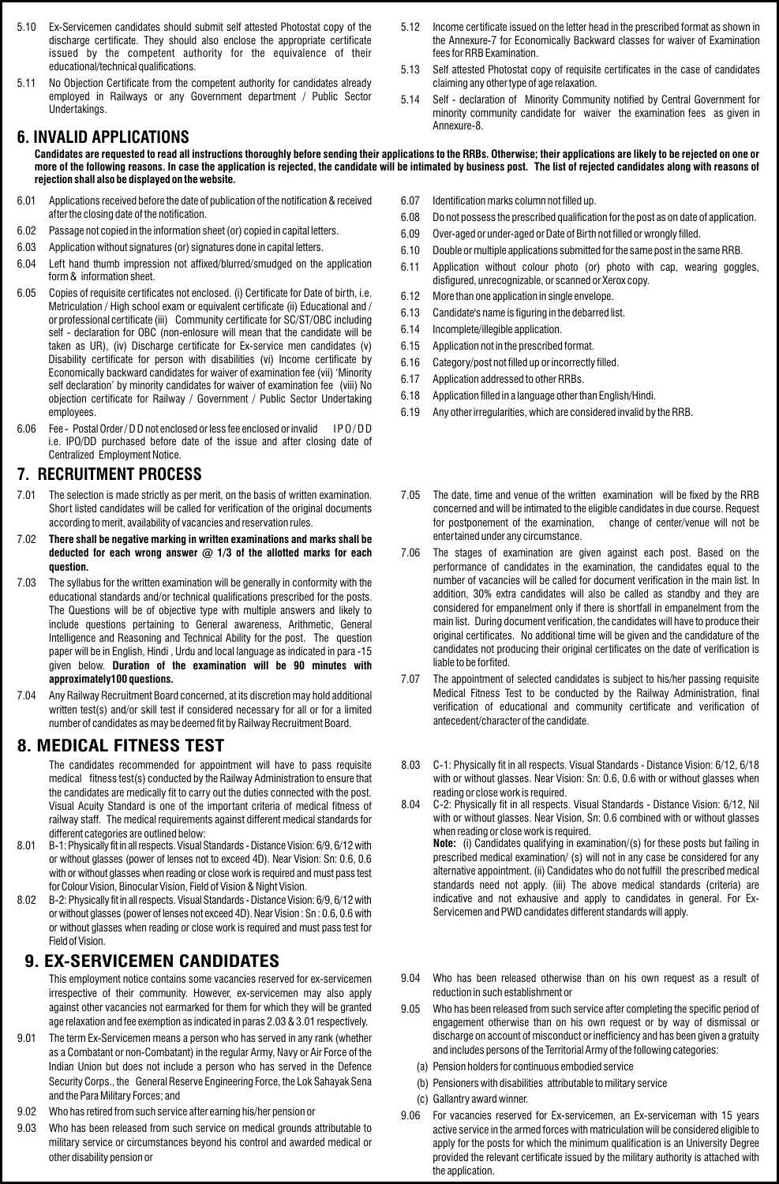5.10 Ex-Servicemen candidates should submit self attested Photostat copy of the discharge certificate. They should also enclose the appropriate certificate issued by the competent authority for the equivalence of their educational/technical qualifications.

5.11 No Objection Certificate from the competent authority for candidates already employed in Railways or any Government department / Public Sector Undertakings.

5.12 Income certificate issued on the letter head in the prescribed format as shown in the Annexure-7 for Economically Backward classes for waiver of Examination fees for RRB Examination.

5.13 Self attested Photostat copy of requisite certificates in the case of candidates claiming any other type of age relaxation.

5.14 Self - declaration of Minority Community notified by Central Government for minority community candidate for waiver the examination fees as given in Annexure-8.

## 6. INVALID APPLICATIONS

**Candidates are requested to read all instructions thoroughly before sending their applications to the RRBs. Otherwise; their applications are likely to be rejected on one or more of the following reasons. In case the application is rejected, the candidate will be intimated by business post. The list of rejected candidates along with reasons of rejection shall also be displayed on the website.**

6.01 Applications received before the date of publication of the notification & received after the closing date of the notification.

6.02 Passage not copied in the information sheet (or) copied in capital letters.

6.03 Application without signatures (or) signatures done in capital letters.

6.04 Left hand thumb impression not affixed/blurred/smudged on the application form & information sheet.

6.05 Copies of requisite certificates not enclosed. (i) Certificate for Date of birth, i.e. Metriculation / High school exam or equivalent certificate (ii) Educational and / or professional certificate (iii) Community certificate for SC/ST/OBC including self - declaration for OBC (non-enlosure will mean that the candidate will be taken as UR), (iv) Discharge certificate for Ex-service men candidates (v) Disability certificate for person with disabilities (vi) Income certificate by Economically backward candidates for waiver of examination fee (vii) 'Minority self declaration' by minority candidates for waiver of examination fee (viii) No objection certificate for Railway / Government / Public Sector Undertaking employees.

6.06 Fee - Postal Order / D D not enclosed or less fee enclosed or invalid IPO/DD i.e. IPO/DD purchased before date of the issue and after closing date of Centralized Employment Notice.

6.07 Identification marks column not filled up.

6.08 Do not possess the prescribed qualification for the post as on date of application.

6.09 Over-aged or under-aged or Date of Birth not filled or wrongly filled.

6.10 Double or multiple applications submitted for the same post in the same RRB.

6.11 Application without colour photo (or) photo with cap, wearing goggles, disfigured, unrecognizable, or scanned or Xerox copy.

6.12 More than one application in single envelope.

6.13 Candidate's name is figuring in the debarred list.

6.14 Incomplete/illegible application.

6.15 Application not in the prescribed format.

6.16 Category/post not filled up or incorrectly filled.

6.17 Application addressed to other RRBs.

6.18 Application filled in a language other than English/Hindi.

6.19 Any other irregularities, which are considered invalid by the RRB.

## 7. RECRUITMENT PROCESS

7.01 The selection is made strictly as per merit, on the basis of written examination. Short listed candidates will be called for verification of the original documents according to merit, availability of vacancies and reservation rules.

7.02 **There shall be negative marking in written examinations and marks shall be deducted for each wrong answer @ 1/3 of the allotted marks for each question.**

7.03 The syllabus for the written examination will be generally in conformity with the educational standards and/or technical qualifications prescribed for the posts. The Questions will be of objective type with multiple answers and likely to include questions pertaining to General awareness, Arithmetic, General Intelligence and Reasoning and Technical Ability for the post. The question paper will be in English, Hindi , Urdu and local language as indicated in para -15 given below. **Duration of the examination will be 90 minutes with approximately100 questions.**

7.04 Any Railway Recruitment Board concerned, at its discretion may hold additional written test(s) and/or skill test if considered necessary for all or for a limited number of candidates as may be deemed fit by Railway Recruitment Board.

7.05 The date, time and venue of the written examination will be fixed by the RRB concerned and will be intimated to the eligible candidates in due course. Request for postponement of the examination, change of center/venue will not be entertained under any circumstance.

7.06 The stages of examination are given against each post. Based on the performance of candidates in the examination, the candidates equal to the number of vacancies will be called for document verification in the main list. In addition, 30% extra candidates will also be called as standby and they are considered for empanelment only if there is shortfall in empanelment from the main list. During document verification, the candidates will have to produce their original certificates. No additional time will be given and the candidature of the candidates not producing their original certificates on the date of verification is liable to be forfited.

7.07 The appointment of selected candidates is subject to his/her passing requisite Medical Fitness Test to be conducted by the Railway Administration, final verification of educational and community certificate and verification of antecedent/character of the candidate.

## 8. MEDICAL FITNESS TEST

The candidates recommended for appointment will have to pass requisite medical fitness test(s) conducted by the Railway Administration to ensure that the candidates are medically fit to carry out the duties connected with the post. Visual Acuity Standard is one of the important criteria of medical fitness of railway staff. The medical requirements against different medical standards for different categories are outlined below:

8.01 B-1: Physically fit in all respects. Visual Standards - Distance Vision: 6/9, 6/12 with or without glasses (power of lenses not to exceed 4D). Near Vision: Sn: 0.6, 0.6 with or without glasses when reading or close work is required and must pass test for Colour Vision, Binocular Vision, Field of Vision & Night Vision.

8.02 B-2: Physically fit in all respects. Visual Standards - Distance Vision: 6/9, 6/12 with or without glasses (power of lenses not exceed 4D). Near Vision : Sn : 0.6, 0.6 with or without glasses when reading or close work is required and must pass test for Field of Vision.

8.03 C-1: Physically fit in all respects. Visual Standards - Distance Vision: 6/12, 6/18 with or without glasses. Near Vision: Sn: 0.6, 0.6 with or without glasses when reading or close work is required.

8.04 C-2: Physically fit in all respects. Visual Standards - Distance Vision: 6/12, Nil with or without glasses. Near Vision, Sn: 0.6 combined with or without glasses when reading or close work is required.

**Note:** (i) Candidates qualifying in examination/(s) for these posts but failing in prescribed medical examination/ (s) will not in any case be considered for any alternative appointment. (ii) Candidates who do not fulfill the prescribed medical standards need not apply. (iii) The above medical standards (criteria) are indicative and not exhaustive and apply to candidates in general. For Ex-Servicemen and PWD candidates different standards will apply.

## 9. EX-SERVICEMEN CANDIDATES

This employment notice contains some vacancies reserved for ex-servicemen irrespective of their community. However, ex-servicemen may also apply against other vacancies not earmarked for them for which they will be granted age relaxation and fee exemption as indicated in paras 2.03 & 3.01 respectively.

9.01 The term Ex-Servicemen means a person who has served in any rank (whether as a Combatant or non-Combatant) in the regular Army, Navy or Air Force of the Indian Union but does not include a person who has served in the Defence Security Corps., the General Reserve Engineering Force, the Lok Sahayak Sena and the Para Military Forces; and

9.02 Who has retired from such service after earning his/her pension or

9.03 Who has been released from such service on medical grounds attributable to military service or circumstances beyond his control and awarded medical or other disability pension or

9.04 Who has been released otherwise than on his own request as a result of reduction in such establishment or

9.05 Who has been released from such service after completing the specific period of engagement otherwise than on his own request or by way of dismissal or discharge on account of misconduct or inefficiency and has been given a gratuity and includes persons of the Territorial Army of the following categories:

(a) Pension holders for continuous embodied service

(b) Pensioners with disabilities attributable to military service

(c) Gallantry award winner.

9.06 For vacancies reserved for Ex-servicemen, an Ex-serviceman with 15 years active service in the armed forces with matriculation will be considered eligible to apply for the posts for which the minimum qualification is an University Degree provided the relevant certificate issued by the military authority is attached with the application.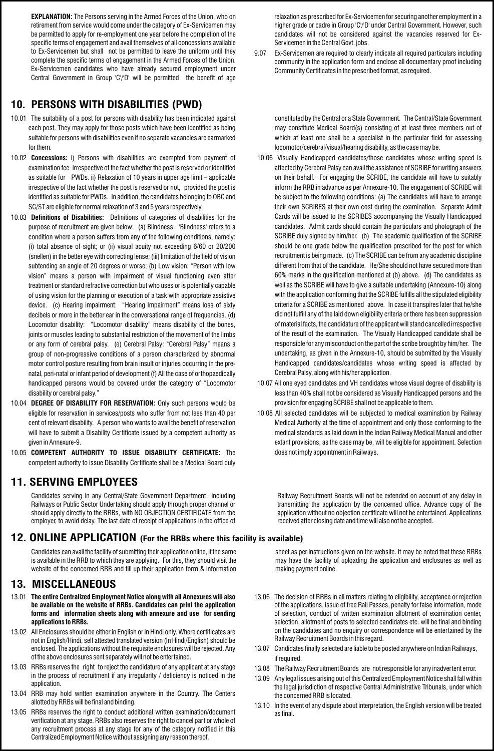**EXPLANATION:** The Persons serving in the Armed Forces of the Union, who on retirement from service would come under the category of Ex-Servicemen may be permitted to apply for re-employment one year before the completion of the specific terms of engagement and avail themselves of all concessions available to Ex-Servicemen but shall not be permitted to leave the uniform until they complete the specific terms of engagement in the Armed Forces of the Union. Ex-Servicemen candidates who have already secured employment under Central Government in Group 'C'/'D' will be permitted the benefit of age relaxation as prescribed for Ex-Servicemen for securing another employment in a higher grade or cadre in Group 'C'/'D' under Central Government. However, such candidates will not be considered against the vacancies reserved for Ex-Servicemen in the Central Govt. jobs.

9.07 Ex-Servicemen are required to clearly indicate all required particulars including community in the application form and enclose all documentary proof including Community Certificates in the prescribed format, as required.

## 10. PERSONS WITH DISABILITIES (PWD)

10.01 The suitability of a post for persons with disability has been indicated against each post. They may apply for those posts which have been identified as being suitable for persons with disabilities even if no separate vacancies are earmarked for them.

10.02 **Concessions:** i) Persons with disabilities are exempted from payment of examination fee irrespective of the fact whether the post is reserved or identified as suitable for PWDs. ii) Relaxation of 10 years in upper age limit – applicable irrespective of the fact whether the post is reserved or not, provided the post is identified as suitable for PWDs. In addition, the candidates belonging to OBC and SC/ST are eligible for normal relaxation of 3 and 5 years respectively.

10.03 **Definitions of Disabilities:** Definitions of categories of disabilities for the purpose of recruitment are given below: (a) Blindness: 'Blindness' refers to a condition where a person suffers from any of the following conditions, namely: (i) total absence of sight; or (ii) visual acuity not exceeding 6/60 or 20/200 (snellen) in the better eye with correcting lense; (iii) limitation of the field of vision subtending an angle of 20 degrees or worse; (b) Low vision: "Person with low vision" means a person with impairment of visual functioning even after treatment or standard refractive correction but who uses or is potentially capable of using vision for the planning or execution of a task with appropriate assistive device. (c) Hearing impairment: "Hearing Impairment" means loss of sixty decibels or more in the better ear in the conversational range of frequencies. (d) Locomotor disability: "Locomotor disability" means disability of the bones, joints or muscles leading to substantial restriction of the movement of the limbs or any form of cerebral palsy. (e) Cerebral Palsy: "Cerebral Palsy" means a group of non-progressive conditions of a person characterized by abnormal motor control posture resulting from brain insult or injuries occurring in the pre-natal, peri-natal or infant period of development (f) All the case of orthopaedically handicapped persons would be covered under the category of "Locomotor disability or cerebral palsy."

10.04 **DEGREE OF DISABILITY FOR RESERVATION:** Only such persons would be eligible for reservation in services/posts who suffer from not less than 40 per cent of relevant disability. A person who wants to avail the benefit of reservation will have to submit a Disability Certificate issued by a competent authority as given in Annexure-9.

10.05 **COMPETENT AUTHORITY TO ISSUE DISABILITY CERTIFICATE:** The competent authority to issue Disability Certificate shall be a Medical Board duly constituted by the Central or a State Government. The Central/State Government may constitute Medical Board(s) consisting of at least three members out of which at least one shall be a specialist in the particular field for assessing locomotor/cerebral/visual/hearing disability, as the case may be.

10.06 Visually Handicapped candidates/those candidates whose writing speed is affected by Cerebral Palsy can avail the assistance of SCRIBE for writing answers on their behalf. For engaging the SCRIBE, the candidate will have to suitably inform the RRB in advance as per Annexure-10. The engagement of SCRIBE will be subject to the following conditions: (a) The candidates will have to arrange their own SCRIBES at their own cost during the examination. Separate Admit Cards will be issued to the SCRIBES accompanying the Visually Handicapped candidates. Admit cards should contain the particulars and photograph of the SCRIBE duly signed by him/her. (b) The academic qualification of the SCRIBE should be one grade below the qualification prescribed for the post for which recruitment is being made. (c) The SCRIBE can be from any academic discipline different from that of the candidate. He/She should not have secured more than 60% marks in the qualification mentioned at (b) above. (d) The candidates as well as the SCRIBE will have to give a suitable undertaking (Annexure-10) along with the application conforming that the SCRIBE fulfills all the stipulated eligibility criteria for a SCRIBE as mentioned above. In case it transpires later that he/she did not fulfill any of the laid down eligibility criteria or there has been suppression of material facts, the candidature of the applicant will stand cancelled irrespective of the result of the examination. The Visually Handicapped candidate shall be responsible for any misconduct on the part of the scribe brought by him/her. The undertaking, as given in the Annexure-10, should be submitted by the Visually Handicapped candidates/candidates whose writing speed is affected by Cerebral Palsy, along with his/her application.

10.07 All one eyed candidates and VH candidates whose visual degree of disability is less than 40% shall not be considered as Visually Handicapped persons and the provision for engaging SCRIBE shall not be applicable to them.

10.08 All selected candidates will be subjected to medical examination by Railway Medical Authority at the time of appointment and only those conforming to the medical standards as laid down in the Indian Railway Medical Manual and other extant provisions, as the case may be, will be eligible for appointment. Selection does not imply appointment in Railways.

## 11. SERVING EMPLOYEES

Candidates serving in any Central/State Government Department including Railways or Public Sector Undertaking should apply through proper channel or should apply directly to the RRBs, with NO OBJECTION CERTIFICATE from the employer, to avoid delay. The last date of receipt of applications in the office of Railway Recruitment Boards will not be extended on account of any delay in transmitting the application by the concerned office. Advance copy of the application without no objection certificate will not be entertained. Applications received after closing date and time will also not be accepted.

## 12. ONLINE APPLICATION (For the RRBs where this facility is available)

Candidates can avail the facility of submitting their application online, if the same is available in the RRB to which they are applying. For this, they should visit the website of the concerned RRB and fill up their application form & information sheet as per instructions given on the website. It may be noted that these RRBs may have the facility of uploading the application and enclosures as well as making payment online.

## 13. MISCELLANEOUS

13.01 **The entire Centralized Employment Notice along with all Annexures will also be available on the website of RRBs. Candidates can print the application forms and information sheets along with annexure and use for sending applications to RRBs.**

13.02 All Enclosures should be either in English or in Hindi only. Where certificates are not in English/Hindi, self attested translated version (In Hindi/English) should be enclosed. The applications without the requisite enclosures will be rejected. Any of the above enclosures sent separately will not be entertained.

13.03 RRBs reserves the right to reject the candidature of any applicant at any stage in the process of recruitment if any irregularity / deficiency is noticed in the application.

13.04 RRB may hold written examination anywhere in the Country. The Centers allotted by RRBs will be final and binding.

13.05 RRBs reserves the right to conduct additional written examination/document verification at any stage. RRBs also reserves the right to cancel part or whole of any recruitment process at any stage for any of the category notified in this Centralized Employment Notice without assigning any reason thereof.

13.06 The decision of RRBs in all matters relating to eligibility, acceptance or rejection of the applications, issue of free Rail Passes, penalty for false information, mode of selection, conduct of written examination allotment of examination center, selection, allotment of posts to selected candidates etc. will be final and binding on the candidates and no enquiry or correspondence will be entertained by the Railway Recruitment Boards in this regard.

13.07 Candidates finally selected are liable to be posted anywhere on Indian Railways, if required.

13.08 The Railway Recruitment Boards are not responsible for any inadvertent error.

13.09 Any legal issues arising out of this Centralized Employment Notice shall fall within the legal jurisdiction of respective Central Administrative Tribunals, under which the concerned RRB is located.

13.10 In the event of any dispute about interpretation, the English version will be treated as final.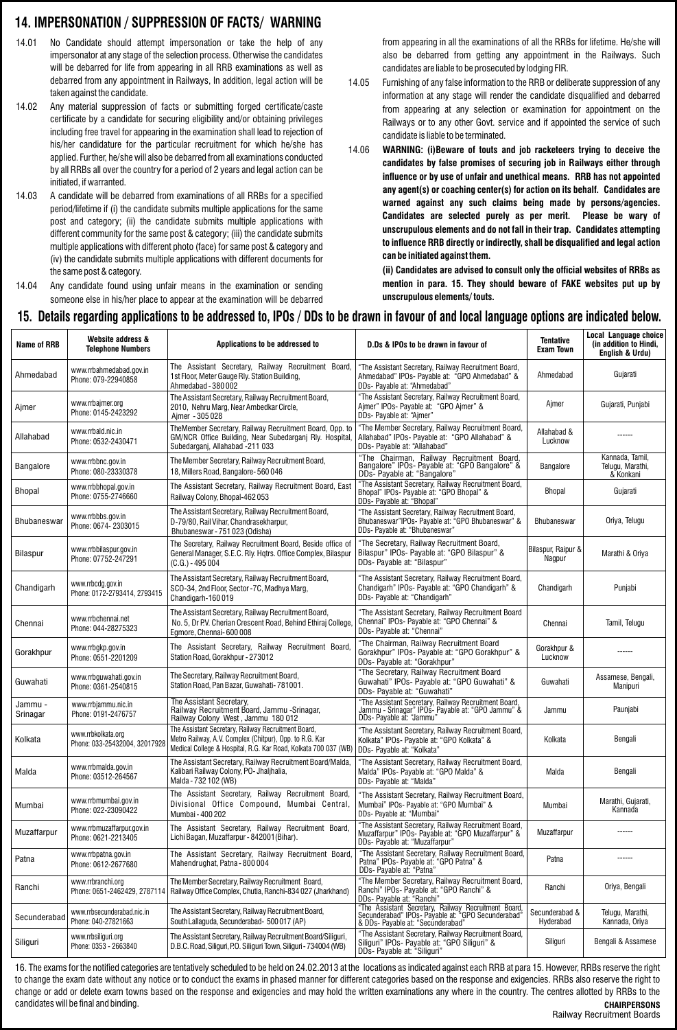## 14. IMPERSONATION / SUPPRESSION OF FACTS/ WARNING

14.01 No Candidate should attempt impersonation or take the help of any impersonator at any stage of the selection process. Otherwise the candidates will be debarred for life from appearing in all RRB examinations as well as debarred from any appointment in Railways, In addition, legal action will be taken against the candidate.

14.02 Any material suppression of facts or submitting forged certificate/caste certificate by a candidate for securing eligibility and/or obtaining privileges including free travel for appearing in the examination shall lead to rejection of his/her candidature for the particular recruitment for which he/she has applied. Further, he/she will also be debarred from all examinations conducted by all RRBs all over the country for a period of 2 years and legal action can be initiated, if warranted.

14.03 A candidate will be debarred from examinations of all RRBs for a specified period/lifetime if (i) the candidate submits multiple applications for the same post and category; (ii) the candidate submits multiple applications with different community for the same post & category; (iii) the candidate submits multiple applications with different photo (face) for same post & category and (iv) the candidate submits multiple applications with different documents for the same post & category.

14.04 Any candidate found using unfair means in the examination or sending someone else in his/her place to appear at the examination will be debarred from appearing in all the examinations of all the RRBs for lifetime. He/she will also be debarred from getting any appointment in the Railways. Such candidates are liable to be prosecuted by lodging FIR.

14.05 Furnishing of any false information to the RRB or deliberate suppression of any information at any stage will render the candidate disqualified and debarred from appearing at any selection or examination for appointment on the Railways or to any other Govt. service and if appointed the service of such candidate is liable to be terminated.

14.06 **WARNING: (i)Beware of touts and job racketeers trying to deceive the candidates by false promises of securing job in Railways either through influence or by use of unfair and unethical means. RRB has not appointed any agent(s) or coaching center(s) for action on its behalf. Candidates are warned against any such claims being made by persons/agencies. Candidates are selected purely as per merit. Please be wary of unscrupulous elements and do not fall in their trap. Candidates attempting to influence RRB directly or indirectly, shall be disqualified and legal action can be initiated against them.**

**(ii) Candidates are advised to consult only the official websites of RRBs as mention in para. 15. They should beware of FAKE websites put up by unscrupulous elements/ touts.**

## 15. Details regarding applications to be addressed to, IPOs / DDs to be drawn in favour of and local language options are indicated below.

| Name of RRB | Website address & Telephone Numbers | Applications to be addressed to | D.Ds & IPOs to be drawn in favour of | Tentative Exam Town | Local Language choice (in addition to Hindi, English & Urdu) |
|---|---|---|---|---|---|
| Ahmedabad | www.rrbahmedabad.gov.in Phone: 079-22940858 | The Assistant Secretary, Railway Recruitment Board, 1st Floor, Meter Gauge Rly. Station Building, Ahmedabad - 380 002 | "The Assistant Secretary, Railway Recruitment Board, Ahmedabad" IPOs- Payable at: "GPO Ahmedabad" & DDs- Payable at: "Ahmedabad" | Ahmedabad | Gujarati |
| Ajmer | www.rrbajmer.org Phone: 0145-2423292 | The Assistant Secretary, Railway Recruitment Board, 2010, Nehru Marg, Near Ambedkar Circle, Ajmer - 305 028 | "The Assistant Secretary, Railway Recruitment Board, Ajmer" IPOs- Payable at: "GPO Ajmer" & DDs- Payable at: "Ajmer" | Ajmer | Gujarati, Punjabi |
| Allahabad | www.rrbald.nic.in Phone: 0532-2430471 | TheMember Secretary, Railway Recruitment Board, Opp. to GM/NCR Office Building, Near Subedarganj Rly. Hospital, Subedarganj, Allahabad -211 033 | "The Member Secretary, Railway Recruitment Board, Allahabad" IPOs- Payable at: "GPO Allahabad" & DDs- Payable at: "Allahabad" | Allahabad & Lucknow | ------ |
| Bangalore | www.rrbbnc.gov.in Phone: 080-23330378 | The Member Secretary, Railway Recruitment Board, 18, Millers Road, Bangalore- 560 046 | "The Chairman, Railway Recruitment Board, Bangalore" IPOs- Payable at: "GPO Bangalore" & DDs- Payable at: "Bangalore" | Bangalore | Kannada, Tamil, Telugu, Marathi, & Konkani |
| Bhopal | www.rrbbhopal.gov.in Phone: 0755-2746660 | The Assistant Secretary, Railway Recruitment Board, East Railway Colony, Bhopal-462 053 | "The Assistant Secretary, Railway Recruitment Board, Bhopal" IPOs- Payable at: "GPO Bhopal" & DDs- Payable at: "Bhopal" | Bhopal | Gujarati |
| Bhubaneswar | www.rrbbbs.gov.in Phone: 0674- 2303015 | The Assistant Secretary, Railway Recruitment Board, D-79/80, Rail Vihar, Chandrasekharpur, Bhubaneswar - 751 023 (Odisha) | "The Assistant Secretary, Railway Recruitment Board, Bhubaneswar"IPOs- Payable at: "GPO Bhubaneswar" & DDs- Payable at: "Bhubaneswar" | Bhubaneswar | Oriya, Telugu |
| Bilaspur | www.rrbbilaspur.gov.in Phone: 07752-247291 | The Secretary, Railway Recruitment Board, Beside office of General Manager, S.E.C. Rly. Hqtrs. Office Complex, Bilaspur (C.G.) - 495 004 | "The Secretary, Railway Recruitment Board, Bilaspur" IPOs- Payable at: "GPO Bilaspur" & DDs- Payable at: "Bilaspur" | Bilaspur, Raipur & Nagpur | Marathi & Oriya |
| Chandigarh | www.rrbcdg.gov.in Phone: 0172-2793414, 2793415 | The Assistant Secretary, Railway Recruitment Board, SCO-34, 2nd Floor, Sector -7C, Madhya Marg, Chandigarh-160 019 | "The Assistant Secretary, Railway Recruitment Board, Chandigarh" IPOs- Payable at: "GPO Chandigarh" & DDs- Payable at: "Chandigarh" | Chandigarh | Punjabi |
| Chennai | www.rrbchennai.net Phone: 044-28275323 | The Assistant Secretary, Railway Recruitment Board, No. 5, Dr P.V. Cherian Crescent Road, Behind Ethiraj College, Egmore, Chennai- 600 008 | "The Assistant Secretary, Railway Recruitment Board Chennai" IPOs- Payable at: "GPO Chennai" & DDs- Payable at: "Chennai" | Chennai | Tamil, Telugu |
| Gorakhpur | www.rrbgkp.gov.in Phone: 0551-2201209 | The Assistant Secretary, Railway Recruitment Board, Station Road, Gorakhpur - 273012 | "The Chairman, Railway Recruitment Board Gorakhpur" IPOs- Payable at: "GPO Gorakhpur" & DDs- Payable at: "Gorakhpur" | Gorakhpur & Lucknow | ------ |
| Guwahati | www.rrbguwahati.gov.in Phone: 0361-2540815 | The Secretary, Railway Recruitment Board, Station Road, Pan Bazar, Guwahati- 781001. | "The Secretary, Railway Recruitment Board Guwahati" IPOs- Payable at: "GPO Guwahati" & DDs- Payable at: "Guwahati" | Guwahati | Assamese, Bengali, Manipuri |
| Jammu - Srinagar | www.rrbjammu.nic.in Phone: 0191-2476757 | The Assistant Secretary, Railway Recruitment Board, Jammu -Srinagar, Railway Colony West , Jammu 180 012 | "The Assistant Secretary, Railway Recruitment Board, Jammu - Srinagar" IPOs- Payable at: "GPO Jammu" & DDs- Payable at: "Jammu" | Jammu | Paunjabi |
| Kolkata | www.rrbkolkata.org Phone: 033-25432004, 32017928 | The Assistant Secretary, Railway Recruitment Board, Metro Railway, A.V. Complex (Chitpur), Opp. to R.G. Kar Medical College & Hospital, R.G. Kar Road, Kolkata 700 037 (WB) | "The Assistant Secretary, Railway Recruitment Board, Kolkata" IPOs- Payable at: "GPO Kolkata" & DDs- Payable at: "Kolkata" | Kolkata | Bengali |
| Malda | www.rrbmalda.gov.in Phone: 03512-264567 | The Assistant Secretary, Railway Recruitment Board/Malda, Kalibari Railway Colony, PO- Jhaljhalia, Malda - 732 102 (WB) | "The Assistant Secretary, Railway Recruitment Board, Malda" IPOs- Payable at: "GPO Malda" & DDs- Payable at: "Malda" | Malda | Bengali |
| Mumbai | www.rrbmumbai.gov.in Phone: 022-23090422 | The Assistant Secretary, Railway Recruitment Board, Divisional Office Compound, Mumbai Central, Mumbai - 400 202 | "The Assistant Secretary, Railway Recruitment Board, Mumbai" IPOs- Payable at: "GPO Mumbai" & DDs- Payable at: "Mumbai" | Mumbai | Marathi, Gujarati, Kannada |
| Muzaffarpur | www.rrbmuzaffarpur.gov.in Phone: 0621-2213405 | The Assistant Secretary, Railway Recruitment Board, Lichi Bagan, Muzaffarpur - 842001(Bihar). | "The Assistant Secretary, Railway Recruitment Board, Muzaffarpur" IPOs- Payable at: "GPO Muzaffarpur" & DDs- Payable at: "Muzaffarpur" | Muzaffarpur | ------ |
| Patna | www.rrbpatna.gov.in Phone: 0612-2677680 | The Assistant Secretary, Railway Recruitment Board, Mahendrughat, Patna - 800 004 | "The Assistant Secretary, Railway Recruitment Board, Patna" IPOs- Payable at: "GPO Patna" & DDs- Payable at: "Patna" | Patna | ------ |
| Ranchi | www.rrbranchi.org Phone: 0651-2462429, 2787114 | The Member Secretary, Railway Recruitment Board, Railway Office Complex, Chutia, Ranchi-834 027 (Jharkhand) | "The Member Secretary, Railway Recruitment Board, Ranchi" IPOs- Payable at: "GPO Ranchi" & DDs- Payable at: "Ranchi" | Ranchi | Oriya, Bengali |
| Secunderabad | www.rrbsecunderabad.nic.in Phone: 040-27821663 | The Assistant Secretary, Railway Recruitment Board, South Lallaguda, Secunderabad- 500 017 (AP) | "The Assistant Secretary, Railway Recruitment Board, Secunderabad" IPOs- Payable at: "GPO Secunderabad" & DDs- Payable at: "Secunderabad" | Secunderabad & Hyderabad | Telugu, Marathi, Kannada, Oriya |
| Siliguri | www.rrbsiliguri.org Phone: 0353 - 2663840 | The Assistant Secretary, Railway Recruitment Board/Siliguri, D.B.C. Road, Siliguri, P.O. Siliguri Town, Siliguri - 734004 (WB) | "The Assistant Secretary, Railway Recruitment Board, Siliguri" IPOs- Payable at: "GPO Siliguri" & DDs- Payable at: "Siliguri" | Siliguri | Bengali & Assamese |

16. The exams for the notified categories are tentatively scheduled to be held on 24.02.2013 at the locations as indicated against each RRB at para 15. However, RRBs reserve the right to change the exam date without any notice or to conduct the exams in phased manner for different categories based on the response and exigencies. RRBs also reserve the right to change or add or delete exam towns based on the response and exigencies and may hold the written examinations any where in the country. The centres allotted by RRBs to the candidates will be final and binding.

**CHAIRPERSONS**
Railway Recruitment Boards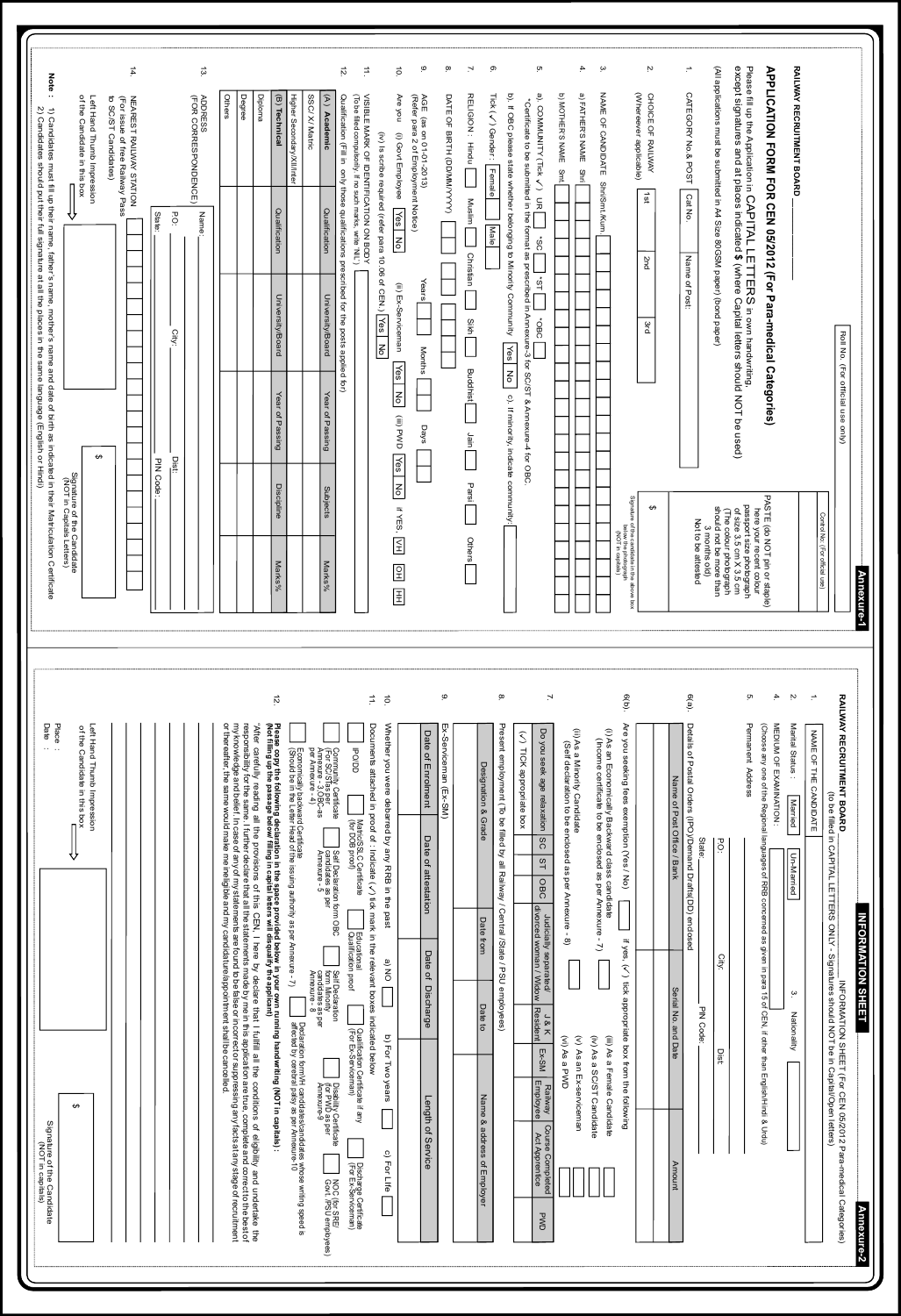# Annexure-1

Roll No. (For official use only)

Control No. (For official use)

**RAILWAY RECRUITMENT BOARD** ___________

## APPLICATION FORM FOR CEN 05/2012 (For Para-medical Categories)

Please fill up the Application in **CAPITAL LETTERS** in own handwriting, except signatures and at places indicated $ (where Capital letters should NOT be used)

(All applications must be submitted in A4 Size 80GSM paper) (bond paper)

PASTE (do NOT pin or staple) here your recent colour passport size photograph of size 3.5 cm X 3.5 cm (The colour photograph should not be more than 3 months old) Not to be attested

$ Signature of the candidate in the above box below the photograph (NOT in capitals)

1. CATEGORY No.& POST: Cat No. ____ Name of Post: ____
2. CHOICE OF RAILWAY (Wherever applicable): 1st ____ 2nd ____ 3rd ____
3. NAME OF CANDIDATE Shri/Smt./Kum ____
4. a) FATHER'S NAME Shri ____
   b) MOTHER'S NAME Smt ____
5. a). COMMUNITY (Tick ✓) UR ☐ *SC ☐ *ST ☐ *OBC ☐
   *Certificate to be submitted in the format as prescribed in Annexure-3 for SC/ST & Annexure-4 for OBC.
   b). If OBC please state whether belonging to Minority Community Yes ☐ No ☐ c). If minority, indicate community: ____
6. Tick (✓) Gender: Female ☐ Male ☐
7. RELIGION: Hindu ☐ Muslim ☐ Christian ☐ Sikh ☐ Buddhist ☐ Jain ☐ Parsi ☐ Others ☐
8. DATE OF BIRTH (DD/MM/YYYY) ____
9. AGE (as on 01-01-2013) (Refer para 2 of Employment Notice) Years ____ Months ____ Days ____
10. Are you (i) Govt Employee Yes ☐ No ☐ (ii) Ex-Serviceman Yes ☐ No ☐ (iii) PWD Yes ☐ No ☐ If YES, VH ☐ OH ☐ HH ☐
    (iv) Is scribe required (refer para 10.06 of CEN.) Yes ☐ No ☐
11. VISIBLE MARK OF IDENTIFICATION ON BODY (To be filled compulsorily. If no such marks, write 'NIL') ____
12. Qualification (Fill in only those qualifications prescribed for the posts applied for)

| (A) Academic | Qualification | University/Board | Year of Passing | Subjects | Marks% |
|---|---|---|---|---|---|
| SSC/X/ Matric | | | | | |
| Higher Secondary/XII/Inter | | | | | |
| **(B) Technical** | **Qualification** | **University/Board** | **Year of Passing** | **Discipline** | **Marks%** |
| Diploma | | | | | |
| Degree | | | | | |
| Others | | | | | |

13. ADDRESS (FOR CORRESPONDENCE)
    Name: ____
    P.O: ____ City: ____ Dist: ____
    State: ____ PIN Code: ____
14. NEAREST RAILWAY STATION (For issue of free Railway Pass to SC/ST Candidates) ____

Left Hand Thumb Impression of the Candidate in this box ⇨

$ Signature of the Candidate (NOT in Capitals Letters)

**Note :** 1) Candidates must fill up their name, father's name, mother's name and date of birth as indicated in their Matriculation Certificate
2) Candidates should put their full signature at all the places in the same language (English or Hindi)

# Annexure-2

## INFORMATION SHEET

**RAILWAY RECRUITMENT BOARD** ___________ INFORMATION SHEET (For CEN 05/2012 Para-medical Categories)

(to be filled in CAPITAL LETTERS ONLY - Signatures should NOT be in Capital/Open letters)

1. NAME OF THE CANDIDATE ____
2. Marital Status : Married ☐ Un-Married ☐ 3. Nationality ____
4. MEDIUM OF EXAMINATION: ____
   (Choose any one of the Regional languages of RRB concerned as given in para 15 of CEN, if other than English/Hindi & Urdu)
5. Permanent Address ____
   P.O: ____ City: ____ Dist: ____
   State: ____ PIN Code: ____
6(a). Details of Postal Orders (IPO)/Demand Drafts(DD) enclosed

| Name of Post Office / Bank | Serial No. and Date | Amount |
|---|---|---|
| | | |
| | | |

6(b). Are you seeking fees exemption (Yes / No) ☐ If yes, (✓) tick appropriate box from the following
   (i) As an Economically Backward class candidate (Income certificate to be enclosed as per Annexure - 7) ☐
   (ii) As a Minority Candidate (Self declaration to be enclosed as per Annexure - 8) ☐
   (iii) As a Female Candidate ☐
   (iv) As a SC/ST Candidate ☐
   (v) As an Ex-serviceman ☐
   (vi) As a PWD ☐
7.

| Do you seek age relaxation (✓) TICK appropriate box | SC | ST | OBC | Judicially separated/ divorced woman / Widow | J & K Resident | Ex-SM | Railway Employee | Course Completed Act Apprentice | PWD |
|---|---|---|---|---|---|---|---|---|---|
| | | | | | | | | | |

8. Present employment (To be filled by all Railway / Central / State / PSU employees)

| Designation & Grade | Date from | Date to | Name & address of Employer |
|---|---|---|---|
| | | | |

9. Ex-Serviceman (Ex-SM)

| Date of Enrolment | Date of attestation | Date of Discharge | Length of Service |
|---|---|---|---|
| | | | |

10. Whether you were debarred by any RRB in the past a) NO ☐ b) For Two years ☐ c) For Life ☐
11. Documents attached in proof of : Indicate (✓) tick mark in the relevant boxes indicated below
    ☐ PO/DD ☐ Matric/SSLC Certificate (for DOB proof) ☐ Educational Qualification proof ☐ Qualification Certificate if any (For Ex-Serviceman) ☐ Discharge Certificate (For Ex-Serviceman)
    ☐ Community Certificate (For SC/ST as per Annexure - 3 / OBC as per Annexure - 4) ☐ Self Declaration form OBC candidates as per Annexure - 5 ☐ Self Declaration form Minority candidates as per Annexure - 8 ☐ Disability Certificate (For PWD as per Annexure) ☐ NOC (for SRE/ Govt. /PSU employees)
    ☐ Economically backward Certificate (Should be in the Letter Head of the issuing authority as per Annexure - 7) ☐ Declaration form/VH candidates/candidates whose writing speed is affected by cerebral palsy as per Annexure-10
12. **Please copy the following declaration in the space provided below in your own running handwriting (NOT in capitals) : (Not filling up the passage below/ filling in capital letters will disqualify the applicant)**
    "After carefully reading all the provisions of this CEN, I hereby declare that I fulfill all the conditions of eligibility and undertake the responsibility for the same. I further declare that all the statements made by me in this application are true, complete and correct to the best of my knowledge and belief. In case of any of my statements are found to be false or incorrect or suppressing any facts at any stage of recruitment or thereafter, the same would make me ineligible and my candidature/appointment shall be cancelled.

Left Hand Thumb Impression of the Candidate in this box ⇨

$ Signature of the Candidate (NOT in capitals)

Place :

Date :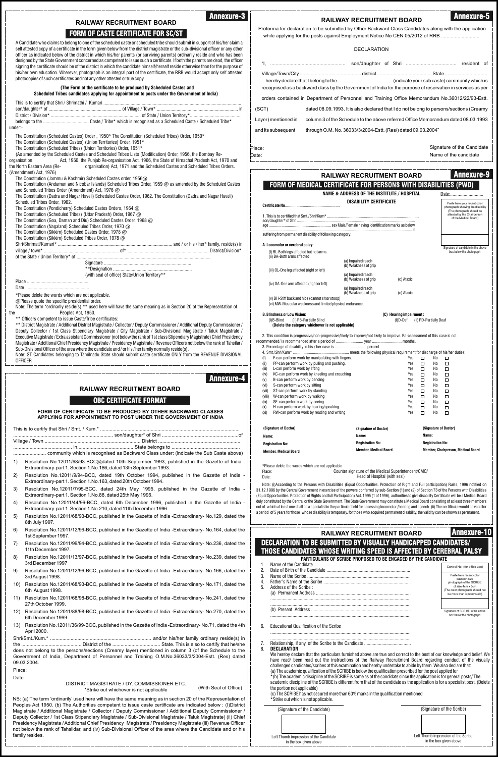## Annexure-3

### RAILWAY RECRUITMENT BOARD

### FORM OF CASTE CERTIFICATE FOR SC/ST

A Candidate who claims to belong to one of the scheduled caste or scheduled tribe should submit in support of his/her claim a self attested copy of a certificate in the form given below from the district magistrate or the sub-divisional officer or any other officer as indicated below of the district in which his/her parents (or surviving parents) ordinarily reside and who has been designed by the State Government concerned as competent to issue such a certificate. If both the parents are dead, the officer signing the certificate should be of the district in which the candidate himself/herself reside otherwise than for the purpose of his/her own education. Wherever, photograph is an integral part of the certificate, the RRB would accept only self attested photocopies of such certificates and not any other attested or true copy.

**(The Form of the certificate to be produced by Scheduled Castes and Scheduled Tribes candidates applying for appointment to posts under the Government of India)**

This is to certify that Shri / Shrimathi / Kumari .................................................................................... son/daughter* of ............................................................ of Village / Town* ............................................................ in District / Division* ............................................................ of State / Union Territory* .......................................................... belongs to the ..................................... Caste / Tribe* which is recognised as a Scheduled Caste / Scheduled Tribe* under:-

The Constitution (Scheduled Castes) Order , 1950* The Constitution (Scheduled Tribes) Order, 1950*
The Constitution (Scheduled Castes) (Union Territories) Order, 1951*
The Constitution (Scheduled Tribes) (Union Territories) Order, 1951*
(As amended by the Scheduled Castes and Scheduled Tribes Lists (Modification) Order, 1956. the Bombay Re-organisation Act, 1960. the Punjab Re-organisation Act. 1966, the State of Himachal Pradesh Act, 1970 and the North Eastern Area (Re-organisation) Act, 1971 and the Scheduled Castes and Scheduled Tribes Orders. (Amendment) Act, 1976)
The Constitution (Jammu & Kashmir) Scheduled Castes order, 1956@
The Constitution (Andaman and Nicobar Islands) Scheduled Tribes Order, 1959 @ as amended by the Scheduled Castes and Scheduled Tribes Order (Amendment) Act, 1976 @
The Constitution (Dadra and Nagar Haveli) Scheduled Castes Order, 1962. The Constitution (Dadra and Nagar Haveli) Scheduled Tribes Order, 1962.
The Constitution (Pondicherry) Scheduled Castes Orders, 1964 @
The Constitution (Scheduled Tribes) (Uttar Pradesh) Order, 1967 @
The Constitution (Goa, Daman and Diu) Scheduled Castes Order, 1968 @
The Constitution (Nagaland) Scheduled Tribes Order, 1970 @
The Constitution (Sikkim) Scheduled Castes Order, 1978 @
The Constitution (Sikkim) Scheduled Tribes Order, 1978 @

Shri/Shrimati/Kumari* ............................................................................................ and / or his / her* family, reside(s) in village / town* ............................................................ of* ............................................................ District/Division* of the State / Union Territory* of .....................................................................................

Signature ..............................................................
**Designation ..............................................................
(with seal of office) State/Union Territory**

Place ..............................................
Date ..............................................

*Please delete the words which are not applicable.
@Please quote the specific presidential order.
Note: The term "ordinarily reside(s) ** used here will have the same meaning as in Section 20 of the Representation of the Peoples Act, 1950.
** Officers competent to issue Caste/Tribe certificates:
** District Magistrate / Additional District Magistrate / Collector / Deputy Commissioner / Additional Deputy Commissioner / Deputy Collector / 1st Class Stipendiary Magistrate / City Magistrate / Sub-Divisional Magistrate / Taluk Magistrate / Executive Magistrate / Extra assistant Commissioner (not below the rank of 1st class Stipendiary Magistrate) Chief Presidency Magistrate / Additional Chief Presidency Magistrate / Presidency Magistrate / Revenue Officers not below the rank of Tahsilar / Sub-Divisional Officer of the area where the candidate and / or his / her family normally reside(s).
Note: ST Candidates belonging to Tamilnadu State should submit caste certificate ONLY from the REVENUE DIVISIONAL OFFICER

---

## Annexure-4

### RAILWAY RECRUITMENT BOARD

### OBC CERTIFICATE FORMAT

**FORM OF CERTIFICATE TO BE PRODUCED BY OTHER BACKWARD CLASSES APPLYING FOR APPOINTMENT TO POST UNDER THE GOVERNMENT OF INDIA**

This is to certify that Shri / Smt. / Kum.* ............................................................................................................ ................................................................ son/daughter* of Shri ............................................................of Village / Town ............................................................ District ............................................................ ........................................ in........................................ State belongs to ............................................................ ........................ community which is recognised as Backward Class under: (indicate the Sub Caste above)

1) Resolution No.12011/68/93-BCC@dated 10th September 1993, published in the Gazette of India - Extraordinary-part 1. Section 1.No.186, dated 13th September 1993.
2) Resolution No.12011/9/94-BCC, dated 19th October 1994, published in the Gazette of India - Extraordinary-part 1. Section 1.No.163, dated 20th October 1994.
3) Resolution No.12011/7/95-BCC, dated 24th May 1995, published in the Gazette of India - Extraordinary-part 1. Section 1.No.88, dated 25th May 1995.
4) Resolution No.12011/44/96-BCC, dated 6th December 1996, published in the Gazette of India - Extraordinary-part 1. Section 1.No.210, dated 11th December 1996.
5) Resolution No.12011/68/93-BCC, published in the Gazette of India -Extraordinary- No.129, dated the 8th July 1997.
6) Resolution No.12011/12/96-BCC, published in the Gazette of India -Extraordinary- No.164, dated the 1st September 1997.
7) Resolution No.12011/99/94-BCC, published in the Gazette of India -Extraordinary- No.236, dated the 11th December 1997.
8) Resolution No.12011/13/97-BCC, published in the Gazette of India -Extraordinary- No.239, dated the 3rd December 1997
9) Resolution No.12011/12/96-BCC, published in the Gazette of India -Extraordinary- No.166, dated the 3rd August 1998.
10) Resolution No.12011/68/93-BCC, published in the Gazette of India -Extraordinary- No.171, dated the 6th August 1998.
11) Resolution No.12011/68/98-BCC, published in the Gazette of India -Extraordinary- No.241, dated the 27th October 1999.
12) Resolution No.12011/88/98-BCC, published in the Gazette of India -Extraordinary- No.270, dated the 6th December 1999.
13) Resolution No.12011/36/99-BCC, published in the Gazette of India -Extraordinary- No.71, dated the 4th April 2000.

Shri/Smt./Kum.* ........................................................................ and/or his/her family ordinary reside(s) in the ........................................ District of the .................................... State. This is also to certify that he/she does not belong to the persons/sections (Creamy layer) mentioned in column 3 (of the Schedule to the Government of India, Department of Personnel and Training O.M.No.36033/3/2004-Estt. (Res) dated 09.03.2004.

Place :
Date :

DISTRICT MAGISTRATE / DY. COMMISSIONER ETC.
*Strike out whichever is not applicable (With Seal of Office)

NB: (a) The term 'ordinarily' used here will have the same meaning as in section 20 of the Representation of Peoples Act 1950. (b) The Authorities competent to issue caste certificate are indicated below : (I)District Magistrate / Additional Magistrate / Collector / Deputy Commissioner / Additional Deputy Commissioner / Deputy Collector / 1st Class Stipendiary Magistrate / Sub-Divisional Magistrate / Taluk Magistrate (ii) Chief Presidency Magistrate / Additional Chief Presidency Magistrate / Presidency Magistrate (iii) Revenue Officer not below the rank of Tahsildar, and (iv) Sub-Divisional Officer of the area where the Candidate and or his family resides.

---

## Annexure-5

### RAILWAY RECRUITMENT BOARD

Proforma for declaration to be submitted by Other Backward Class Candidates along with the application while applying for the posts against Employment Notice No CEN 05/2012 of RRB ............................

DECLARATION

"I, ........................................................ son/daughter of Shri .................................... resident of Village/Town/City .............................................. district ........................................ State ................................ ...hereby declare that I belong to the ........................................ (indicate your sub caste) community which is recognised as a backward class by the Government of India for the purpose of reservation in services as per orders contained in Department of Personnel and Training Office Memorandum No.36012/22/93-Estt. (SCT) dated 08.09.1993. It is also declared that I do not belong to persons/sections (Creamy Layer) mentioned in column 3 of the Schedule to the above referred Office Memorandum dated 08.03.1993 and its subsequent through O.M. No. 36033/3/2004-Estt. (Res/) dated 09.03.2004"

Place: Signature of the Candidate
Date: Name of the candidate

---

## Annexure-9

### RAILWAY RECRUITMENT BOARD

### FORM OF MEDICAL CERTIFICATE FOR PERSONS WITH DISABILITIES (PWD)

**NAME & ADDRESS OF THE INSTITUTE / HOSPITAL** Date:..........................

**DISABILITY CERTIFICATE**

**Certificate No**..........................................................

Paste here your recent color photograph showing the disability (The photograph should be attested by the Chairperson of the Medical Board)

Signature of candidate in the above box below the photograph

1. This is to certified that Smt./Shri/Kum* ............................................................................................ son/daughter* of Shri ............................................................ age ............................................................ sex Male/Female having identification marks as below ............................................................................................................ is suffering from permanent disability of following category:

**A. Locomotor or cerebral palsy:**
(I) BL-Both legs affected but not arms.
(ii) BA-Both arms affected
 (a) Impaired reach
 (b) Weakness of grip
(iii) OL-One leg affected (right or left)
 (a) Impaired reach
 (b) Weakness of grip (c) Ataxic
(iv) OA-One arm affected (right or left)
 (a) Impaired reach
 (b) Weakness of grip (c) Ataxic
(v) BH-Stiff back and hips (cannot sit or stoop)
(vi) MW-Muscular weakness and limited physical endurance.

**B. Blindness or Low Vision:**
(I)B-Blind (ii) PB-Partially Blind
**(Delete the category whichever is not applicable)**

**(C) Hearing impairment :**
(I)D-Def (ii) PD-Partially Deaf

2. This condition is progressive/non-progressive/likely to improve/not likely to improve. Re-assessment of this case is not recommended/ is recommended after a period of ........................ year ........................ months.
3. Percentage of disability in his / her case is ........................ percent.
4. Smt./Shri/Kum* ............................................ meets the following physical requirement for discharge of his/her duties:

| | | | |
|---|---|---|---|
| (I) | F-can perform work by manipulating with fingers. | Yes ☐ | No ☐ |
| (ii) | PP-can perform work by pulling and pushing. | Yes ☐ | No ☐ |
| (iii) | L-can perform work by lifting | Yes ☐ | No ☐ |
| (iv) | KC-can perform work by kneeling and crouching | Yes ☐ | No ☐ |
| (v) | B-can perform work by bending | Yes ☐ | No ☐ |
| (vi) | S-can perform work by sitting | Yes ☐ | No ☐ |
| (vii) | ST-can perform work by standing | Yes ☐ | No ☐ |
| (viii) | W-can perform work by walking | Yes ☐ | No ☐ |
| (ix) | SE-can perform work by seeing | Yes ☐ | No ☐ |
| (x) | H-can perform work by hearing/speaking. | Yes ☐ | No ☐ |
| (xi) | RW-can perform work by reading and writing | Yes ☐ | No ☐ |

| (Signature of Doctor) | (Signature of Doctor) | (Signature of Doctor) |
|---|---|---|
| Name: | Name: | Name: |
| Registration No: | Registration No: | Registration No: |
| Member, Medical Board | Member, Medical Board | Member, Chairperson, Medical Board |

*Please delete the words which are not applicable
Place: Counter signature of the Medical Superintendent/CMO/
Date: Head of Hospital (with seal)

Note: (i)According to the Persons with Disabilities (Equal Opportunities. Protection of Right and Full participation) Rules, 1996 notified on 31.12.1996 by the Central Government in exercise of the powers conferred by sub-Section (1) and (2) of Section 73 of the Persons with Disabilities (Equal Opportunities. Protection of Rights and full Participation) Act. 1995 (1 of 1996), authorities to give disability Certificate will be a Medical Board duly constituted by the Central or the State Government. The State Government may constitute a Medical Board consisting of at least three members out of which at least one shall be a specialist in the particular field for assessing locomotor /hearing and speech (ii) The certificate would be valid for a period of 5 years for those whose disability is temporary. for those who acquired permanent disability, the validity can be shown as permanent.

---

## Annexure-10

### RAILWAY RECRUITMENT BOARD

### DECLARATION TO BE SUBMITTED BY VISUALLY HANDICAPPED CANDIDATES/ THOSE CANDIDATES WHOSE WRITING SPEED IS AFFECTED BY CEREBRAL PALSY

**PARTICULARS OF SCRIBE PROPOSED TO BE ENGAGED BY THE CANDIDATE**

Control No: (for office use)

Paste here recent color passport size photograph of the SCRIBE of size 4cm x 5cm (The color photograph should not be more than 3 months old)

Signature of SCRIBE in the above box below the photograph

1. Name of the Candidate ............................................................
2. Date of Birth of the Candidate ............................................................
3. Name of the Scribe ............................................................
4. Father's Name of the Scribe ............................................................
5. Address of the Scribe :
 (a) Permanent Address ............................................................
 ............................................................
 (b) Present Address ............................................................
 ............................................................
6. Educational Qualification of the Scribe
 ............................................................
7. Relationship, if any, of the Scribe to the Candidate ............................................
8. **DECLARATION**
 We hereby declare that the particulars furnished above are true and correct to the best of our knowledge and belief. We have read/ been read out the instructions of the Railway Recruitment Board regarding conduct of the visually challenged candidates/scribes at this examination and hereby undertake to abide by them. We also declare that:
 (a) The academic qualification of the SCRIBE is below the qualification prescribed for the post applied for
 * (b) The academic discipline of the SCRIBE is same as of the candidate since the application is for general posts/ The academic discipline of the SCRIBE is different from that of the candidate as the application is for a specialist post. (Delete the portion not applicable)
 (c) The SCRIBE has not secured more than 60% marks in the qualification mentioned
 * Strike out which is not applicable.

(Signature of the Candidate) (Signature of the Scribe)

Left Thumb impression of the Candidate in the box given above

Left Thumb impression of the Scribe in the box given above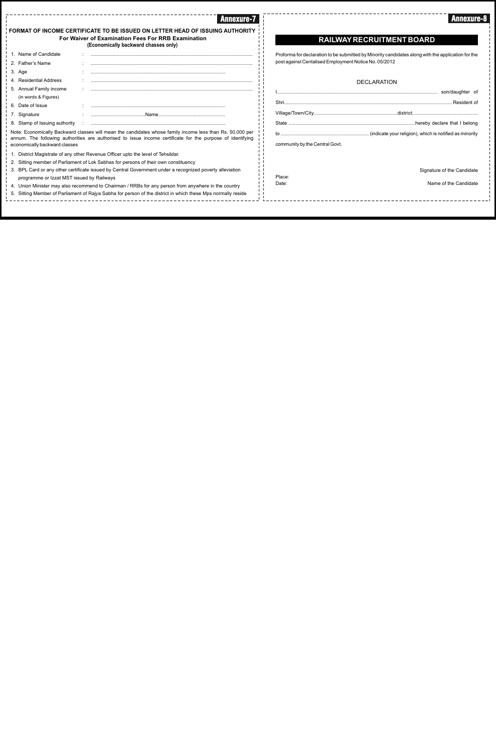**Annexure-7**

## FORMAT OF INCOME CERTIFICATE TO BE ISSUED ON LETTER HEAD OF ISSUING AUTHORITY

**For Waiver of Examination Fees For RRB Examination**

**(Economically backward chasses only)**

1. Name of Candidate : ..........................................................................................
2. Father's Name : ..........................................................................................
3. Age : ..........................................................................................
4. Residential Address : ..........................................................................................
5. Annual Family income : ..........................................................................................
   (in words & Figures)
6. Date of Issue : ..........................................................................................
7. Signature : ..........................................Name..........................................
8. Stamp of Issuing authority : ..........................................................................................

Note: Economically Backward classes will mean the candidates whose family income less than Rs. 50,000 per annum. The following authorities are authorised to issue income certificate for the purpose of identifying economically backward classes

1. District Magistrate of any other Revenue Officer upto the level of Tehsildar.
2. Sitting member of Parliament of Lok Sabhas for persons of their own constituency
3. BPL Card or any other certificate issued by Central Government under a recognized poverty alleviation programme or Izzat MST issued by Railways
4. Union Minister may also recommend to Chairman / RRBs for any person from anywhere in the country
5. Sitting Member of Parliament of Rajya Sabha for person of the district in which these Mps normally reside

**Annexure-8**

## RAILWAY RECRUITMENT BOARD

Proforma for declaration to be submitted by Minority candidates along with the application for the post against Centalised Employment Notice No. 05/2012

### DECLARATION

I.......................................................................................................... son/daughter of Shri.......................................................................................................... Resident of Village/Town/City..........................................................district.......................................... State ..........................................................................................hereby declare that I belong to .................................................................. (indicate your religion), which is notified as minority community by the Central Govt.

Signature of the Candidate

Place:

Date:

Name of the Candidate